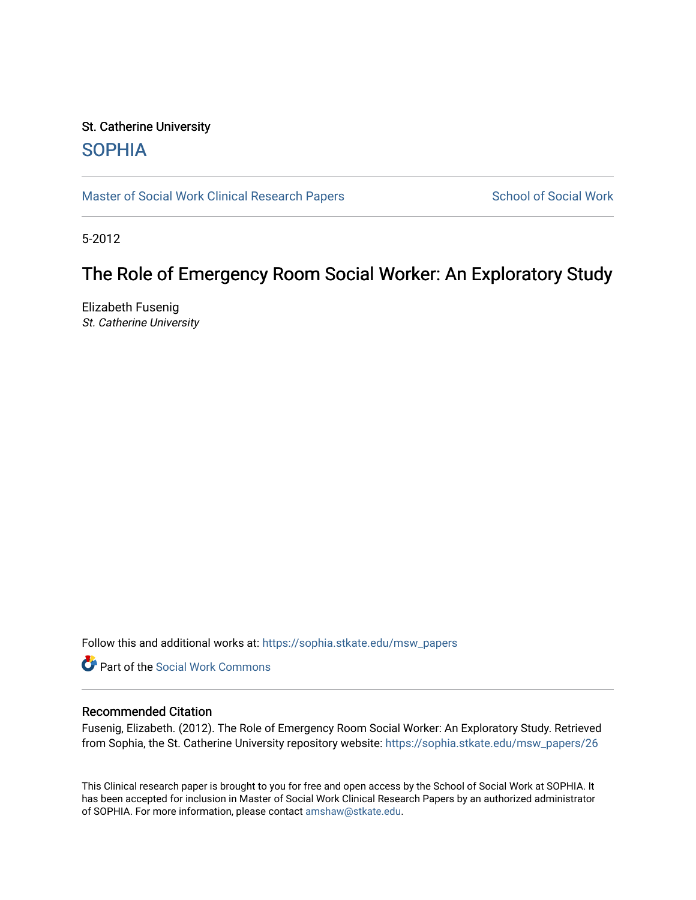St. Catherine University

SOPHIA

Master of Social Work Clinical Research Papers

School of Social Work

5-2012

# The Role of Emergency Room Social Worker: An Exploratory Study

Elizabeth Fusenig
*St. Catherine University*

Follow this and additional works at: https://sophia.stkate.edu/msw_papers

Part of the Social Work Commons

## Recommended Citation

Fusenig, Elizabeth. (2012). The Role of Emergency Room Social Worker: An Exploratory Study. Retrieved from Sophia, the St. Catherine University repository website: https://sophia.stkate.edu/msw_papers/26

This Clinical research paper is brought to you for free and open access by the School of Social Work at SOPHIA. It has been accepted for inclusion in Master of Social Work Clinical Research Papers by an authorized administrator of SOPHIA. For more information, please contact amshaw@stkate.edu.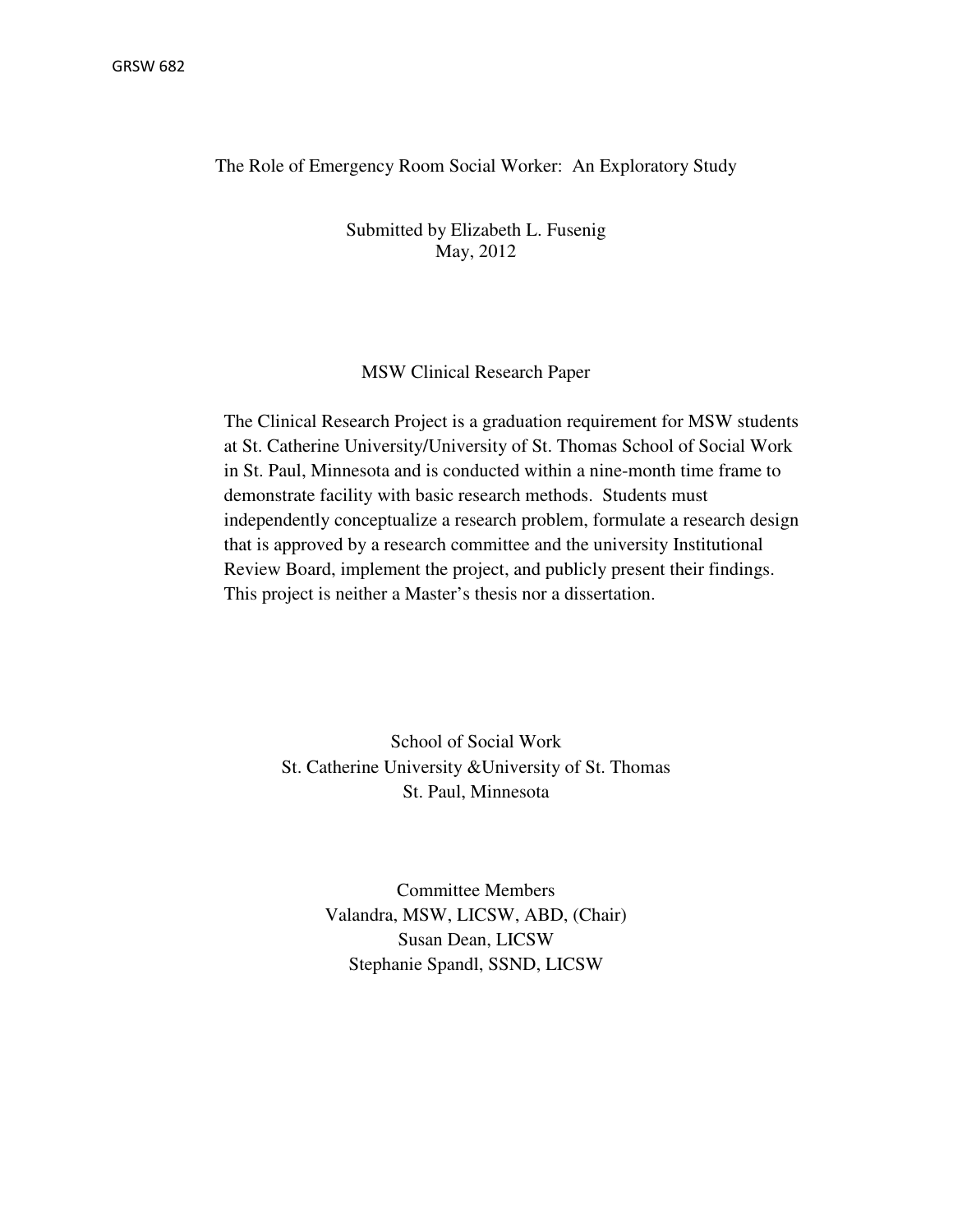The Role of Emergency Room Social Worker: An Exploratory Study

Submitted by Elizabeth L. Fusenig
May, 2012

MSW Clinical Research Paper

The Clinical Research Project is a graduation requirement for MSW students at St. Catherine University/University of St. Thomas School of Social Work in St. Paul, Minnesota and is conducted within a nine-month time frame to demonstrate facility with basic research methods. Students must independently conceptualize a research problem, formulate a research design that is approved by a research committee and the university Institutional Review Board, implement the project, and publicly present their findings. This project is neither a Master's thesis nor a dissertation.

School of Social Work
St. Catherine University &University of St. Thomas
St. Paul, Minnesota

Committee Members
Valandra, MSW, LICSW, ABD, (Chair)
Susan Dean, LICSW
Stephanie Spandl, SSND, LICSW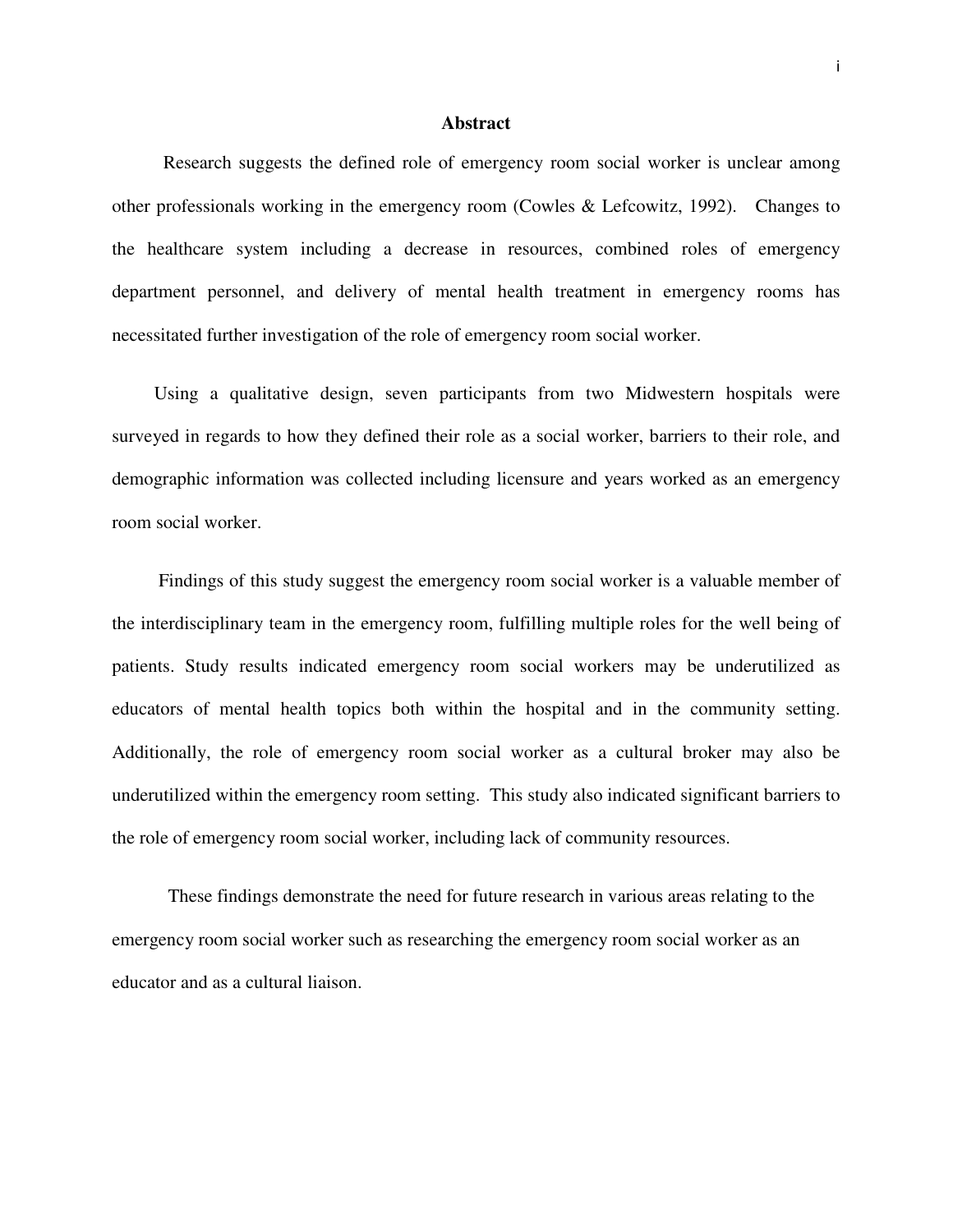# Abstract

Research suggests the defined role of emergency room social worker is unclear among other professionals working in the emergency room (Cowles & Lefcowitz, 1992). Changes to the healthcare system including a decrease in resources, combined roles of emergency department personnel, and delivery of mental health treatment in emergency rooms has necessitated further investigation of the role of emergency room social worker.

Using a qualitative design, seven participants from two Midwestern hospitals were surveyed in regards to how they defined their role as a social worker, barriers to their role, and demographic information was collected including licensure and years worked as an emergency room social worker.

Findings of this study suggest the emergency room social worker is a valuable member of the interdisciplinary team in the emergency room, fulfilling multiple roles for the well being of patients. Study results indicated emergency room social workers may be underutilized as educators of mental health topics both within the hospital and in the community setting. Additionally, the role of emergency room social worker as a cultural broker may also be underutilized within the emergency room setting. This study also indicated significant barriers to the role of emergency room social worker, including lack of community resources.

These findings demonstrate the need for future research in various areas relating to the emergency room social worker such as researching the emergency room social worker as an educator and as a cultural liaison.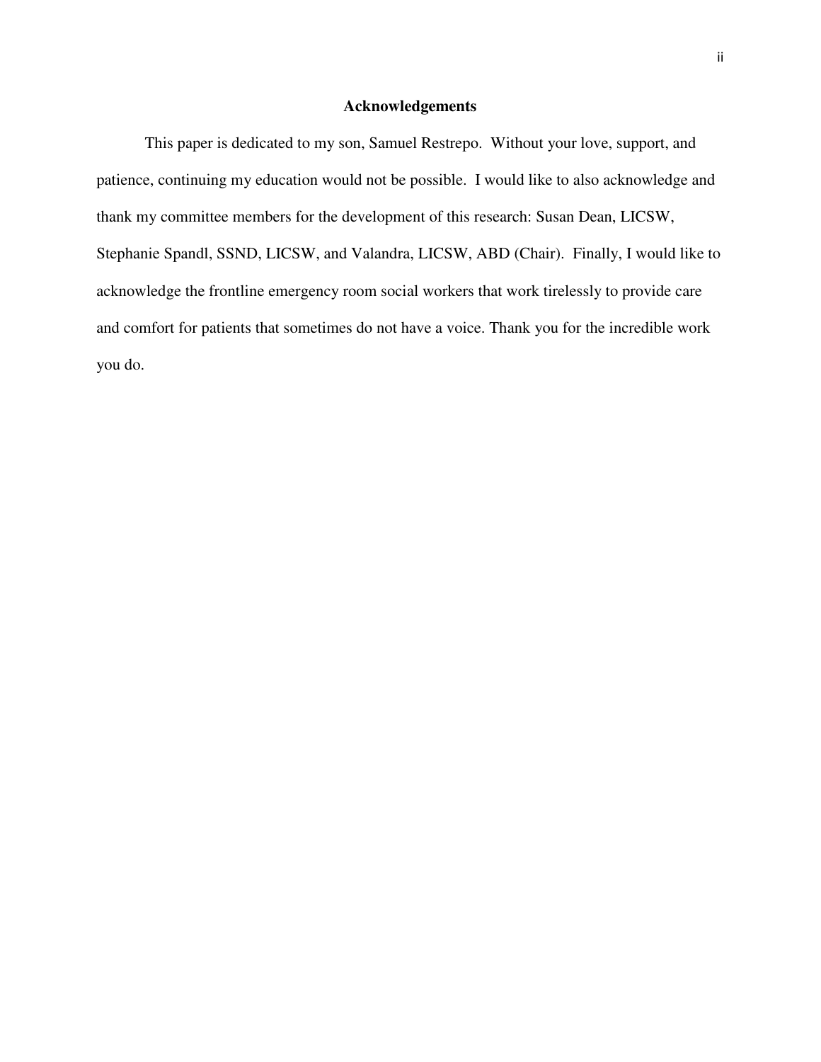# Acknowledgements

This paper is dedicated to my son, Samuel Restrepo. Without your love, support, and patience, continuing my education would not be possible. I would like to also acknowledge and thank my committee members for the development of this research: Susan Dean, LICSW, Stephanie Spandl, SSND, LICSW, and Valandra, LICSW, ABD (Chair). Finally, I would like to acknowledge the frontline emergency room social workers that work tirelessly to provide care and comfort for patients that sometimes do not have a voice. Thank you for the incredible work you do.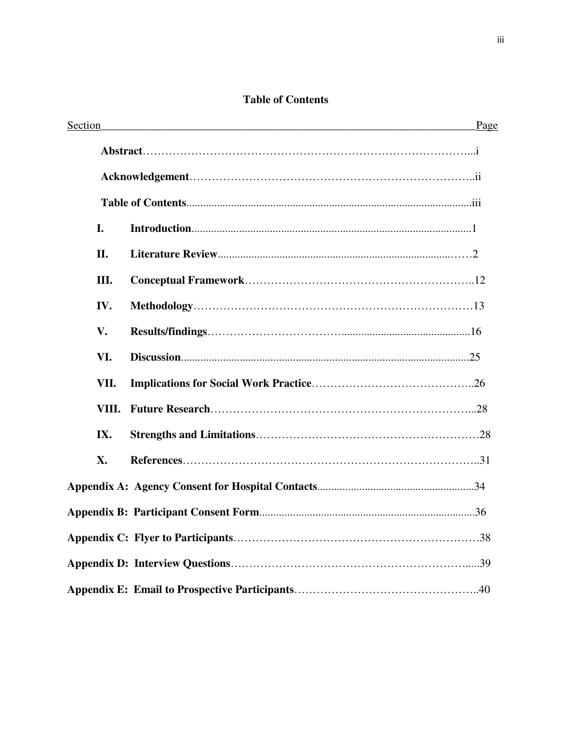# Table of Contents

| Section | Page |
| --- | --- |
| **Abstract** | i |
| **Acknowledgement** | ii |
| **Table of Contents** | iii |
| **I. Introduction** | 1 |
| **II. Literature Review** | 2 |
| **III. Conceptual Framework** | 12 |
| **IV. Methodology** | 13 |
| **V. Results/findings** | 16 |
| **VI. Discussion** | 25 |
| **VII. Implications for Social Work Practice** | 26 |
| **VIII. Future Research** | 28 |
| **IX. Strengths and Limitations** | 28 |
| **X. References** | 31 |
| **Appendix A: Agency Consent for Hospital Contacts** | 34 |
| **Appendix B: Participant Consent Form** | 36 |
| **Appendix C: Flyer to Participants** | 38 |
| **Appendix D: Interview Questions** | 39 |
| **Appendix E: Email to Prospective Participants** | 40 |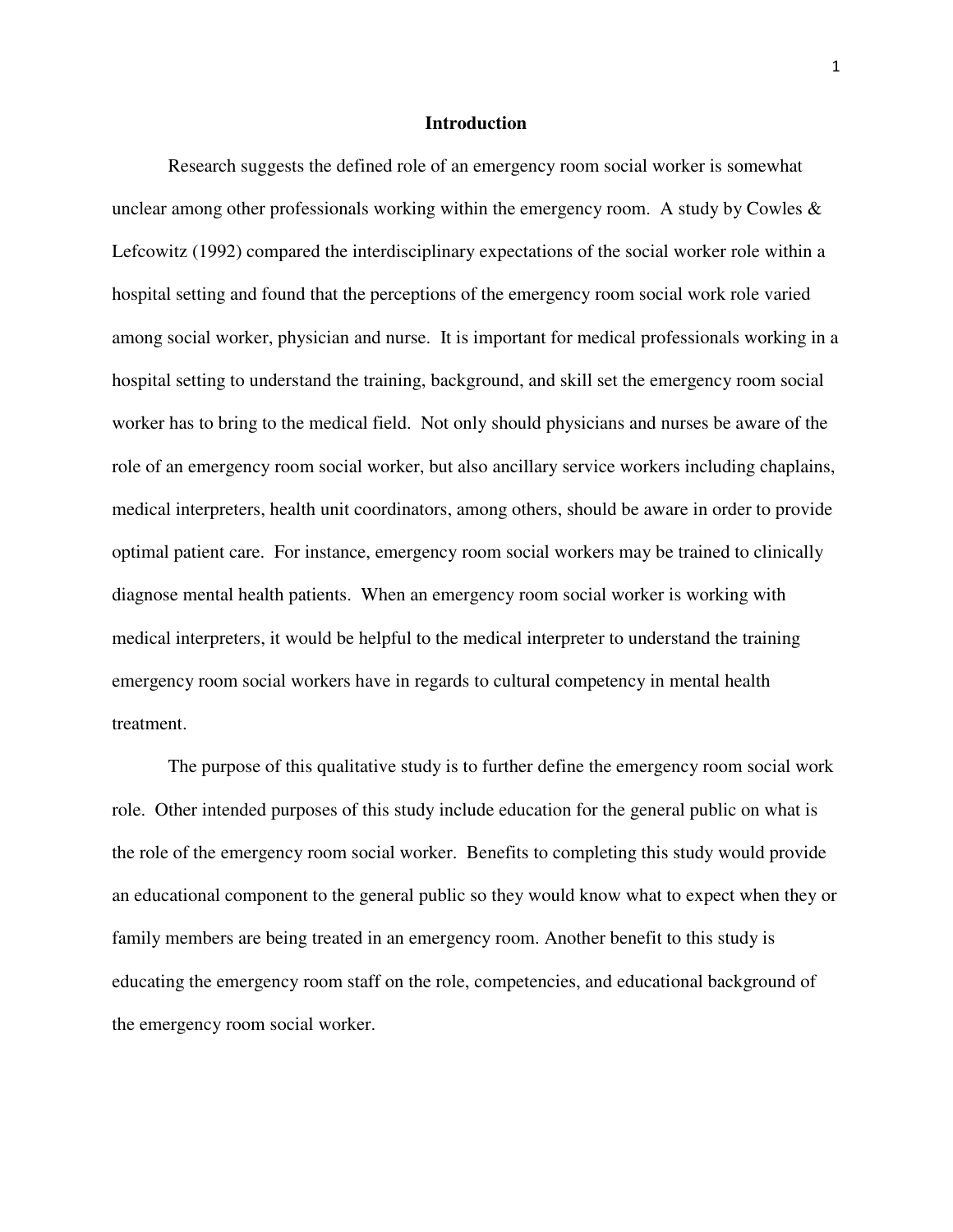# Introduction

Research suggests the defined role of an emergency room social worker is somewhat unclear among other professionals working within the emergency room. A study by Cowles & Lefcowitz (1992) compared the interdisciplinary expectations of the social worker role within a hospital setting and found that the perceptions of the emergency room social work role varied among social worker, physician and nurse. It is important for medical professionals working in a hospital setting to understand the training, background, and skill set the emergency room social worker has to bring to the medical field. Not only should physicians and nurses be aware of the role of an emergency room social worker, but also ancillary service workers including chaplains, medical interpreters, health unit coordinators, among others, should be aware in order to provide optimal patient care. For instance, emergency room social workers may be trained to clinically diagnose mental health patients. When an emergency room social worker is working with medical interpreters, it would be helpful to the medical interpreter to understand the training emergency room social workers have in regards to cultural competency in mental health treatment.

The purpose of this qualitative study is to further define the emergency room social work role. Other intended purposes of this study include education for the general public on what is the role of the emergency room social worker. Benefits to completing this study would provide an educational component to the general public so they would know what to expect when they or family members are being treated in an emergency room. Another benefit to this study is educating the emergency room staff on the role, competencies, and educational background of the emergency room social worker.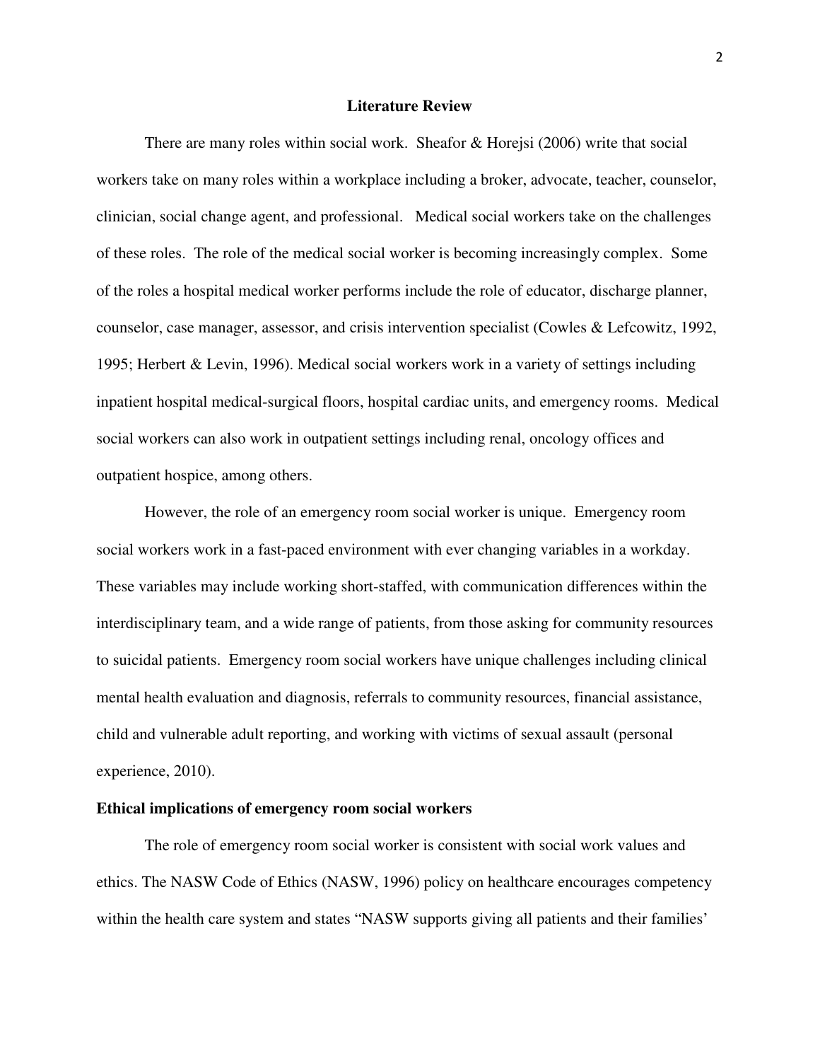## Literature Review

There are many roles within social work. Sheafor & Horejsi (2006) write that social workers take on many roles within a workplace including a broker, advocate, teacher, counselor, clinician, social change agent, and professional. Medical social workers take on the challenges of these roles. The role of the medical social worker is becoming increasingly complex. Some of the roles a hospital medical worker performs include the role of educator, discharge planner, counselor, case manager, assessor, and crisis intervention specialist (Cowles & Lefcowitz, 1992, 1995; Herbert & Levin, 1996). Medical social workers work in a variety of settings including inpatient hospital medical-surgical floors, hospital cardiac units, and emergency rooms. Medical social workers can also work in outpatient settings including renal, oncology offices and outpatient hospice, among others.

However, the role of an emergency room social worker is unique. Emergency room social workers work in a fast-paced environment with ever changing variables in a workday. These variables may include working short-staffed, with communication differences within the interdisciplinary team, and a wide range of patients, from those asking for community resources to suicidal patients. Emergency room social workers have unique challenges including clinical mental health evaluation and diagnosis, referrals to community resources, financial assistance, child and vulnerable adult reporting, and working with victims of sexual assault (personal experience, 2010).

### Ethical implications of emergency room social workers

The role of emergency room social worker is consistent with social work values and ethics. The NASW Code of Ethics (NASW, 1996) policy on healthcare encourages competency within the health care system and states "NASW supports giving all patients and their families'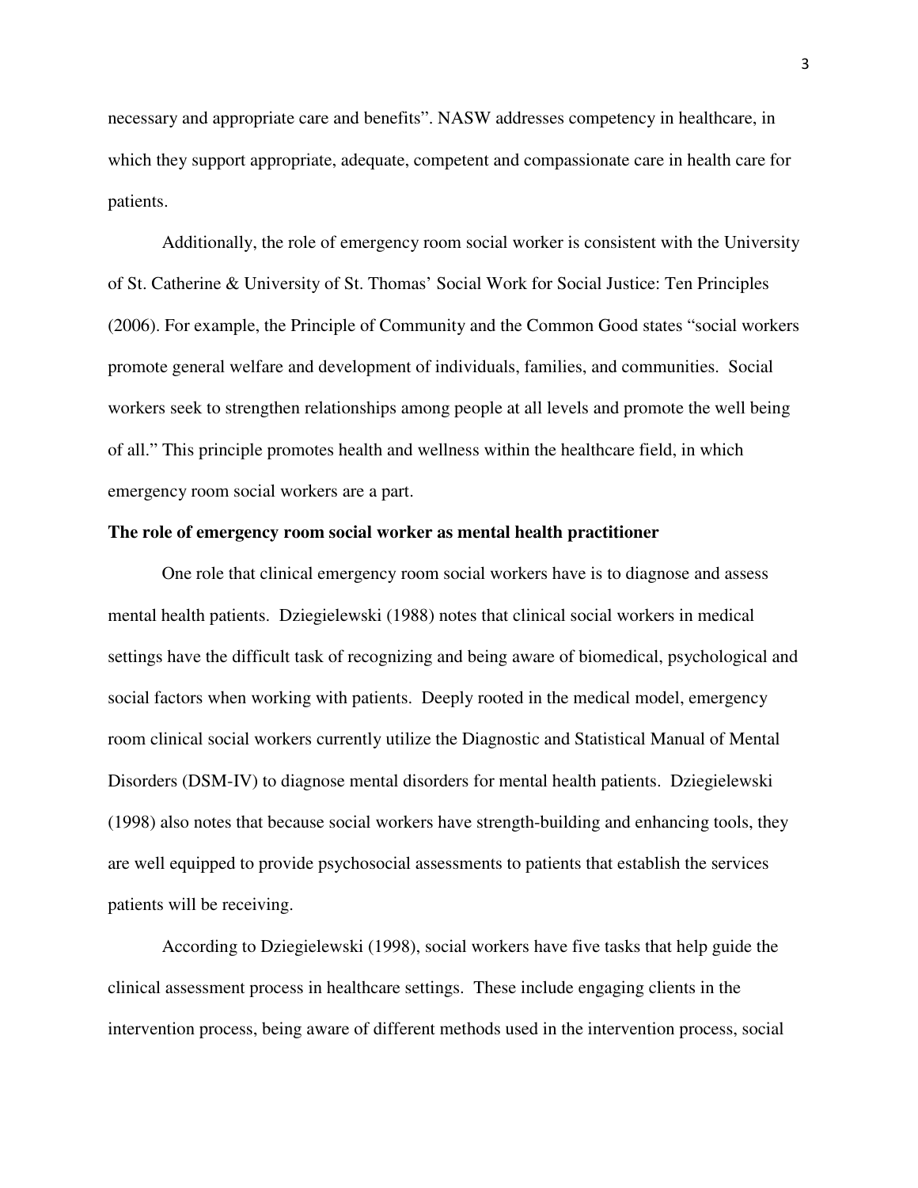necessary and appropriate care and benefits". NASW addresses competency in healthcare, in which they support appropriate, adequate, competent and compassionate care in health care for patients.

Additionally, the role of emergency room social worker is consistent with the University of St. Catherine & University of St. Thomas' Social Work for Social Justice: Ten Principles (2006). For example, the Principle of Community and the Common Good states "social workers promote general welfare and development of individuals, families, and communities. Social workers seek to strengthen relationships among people at all levels and promote the well being of all." This principle promotes health and wellness within the healthcare field, in which emergency room social workers are a part.

**The role of emergency room social worker as mental health practitioner**

One role that clinical emergency room social workers have is to diagnose and assess mental health patients. Dziegielewski (1988) notes that clinical social workers in medical settings have the difficult task of recognizing and being aware of biomedical, psychological and social factors when working with patients. Deeply rooted in the medical model, emergency room clinical social workers currently utilize the Diagnostic and Statistical Manual of Mental Disorders (DSM-IV) to diagnose mental disorders for mental health patients. Dziegielewski (1998) also notes that because social workers have strength-building and enhancing tools, they are well equipped to provide psychosocial assessments to patients that establish the services patients will be receiving.

According to Dziegielewski (1998), social workers have five tasks that help guide the clinical assessment process in healthcare settings. These include engaging clients in the intervention process, being aware of different methods used in the intervention process, social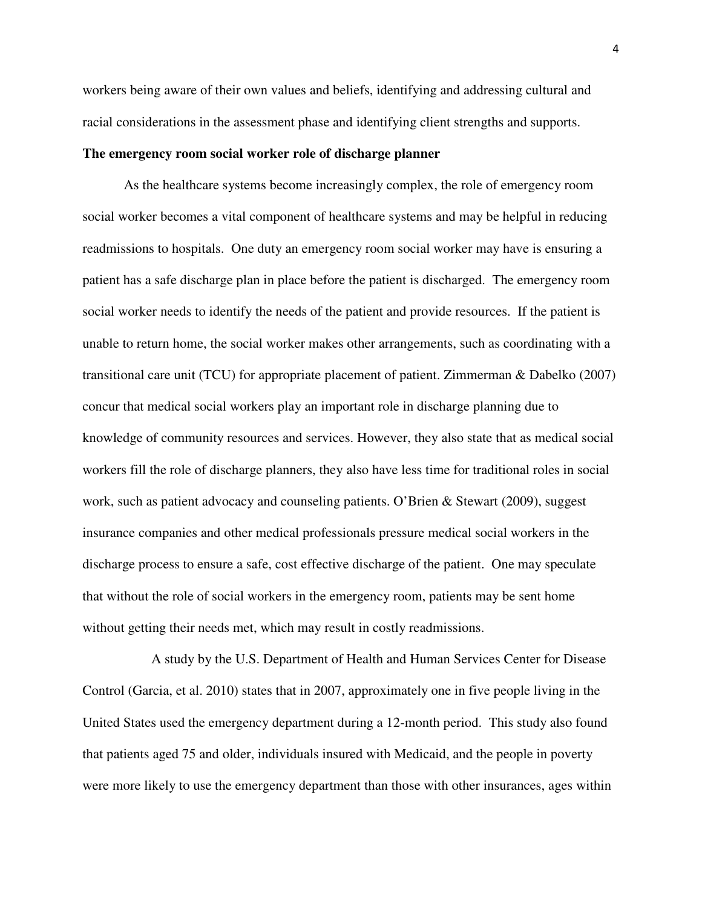workers being aware of their own values and beliefs, identifying and addressing cultural and racial considerations in the assessment phase and identifying client strengths and supports.

**The emergency room social worker role of discharge planner**

As the healthcare systems become increasingly complex, the role of emergency room social worker becomes a vital component of healthcare systems and may be helpful in reducing readmissions to hospitals. One duty an emergency room social worker may have is ensuring a patient has a safe discharge plan in place before the patient is discharged. The emergency room social worker needs to identify the needs of the patient and provide resources. If the patient is unable to return home, the social worker makes other arrangements, such as coordinating with a transitional care unit (TCU) for appropriate placement of patient. Zimmerman & Dabelko (2007) concur that medical social workers play an important role in discharge planning due to knowledge of community resources and services. However, they also state that as medical social workers fill the role of discharge planners, they also have less time for traditional roles in social work, such as patient advocacy and counseling patients. O'Brien & Stewart (2009), suggest insurance companies and other medical professionals pressure medical social workers in the discharge process to ensure a safe, cost effective discharge of the patient. One may speculate that without the role of social workers in the emergency room, patients may be sent home without getting their needs met, which may result in costly readmissions.

A study by the U.S. Department of Health and Human Services Center for Disease Control (Garcia, et al. 2010) states that in 2007, approximately one in five people living in the United States used the emergency department during a 12-month period. This study also found that patients aged 75 and older, individuals insured with Medicaid, and the people in poverty were more likely to use the emergency department than those with other insurances, ages within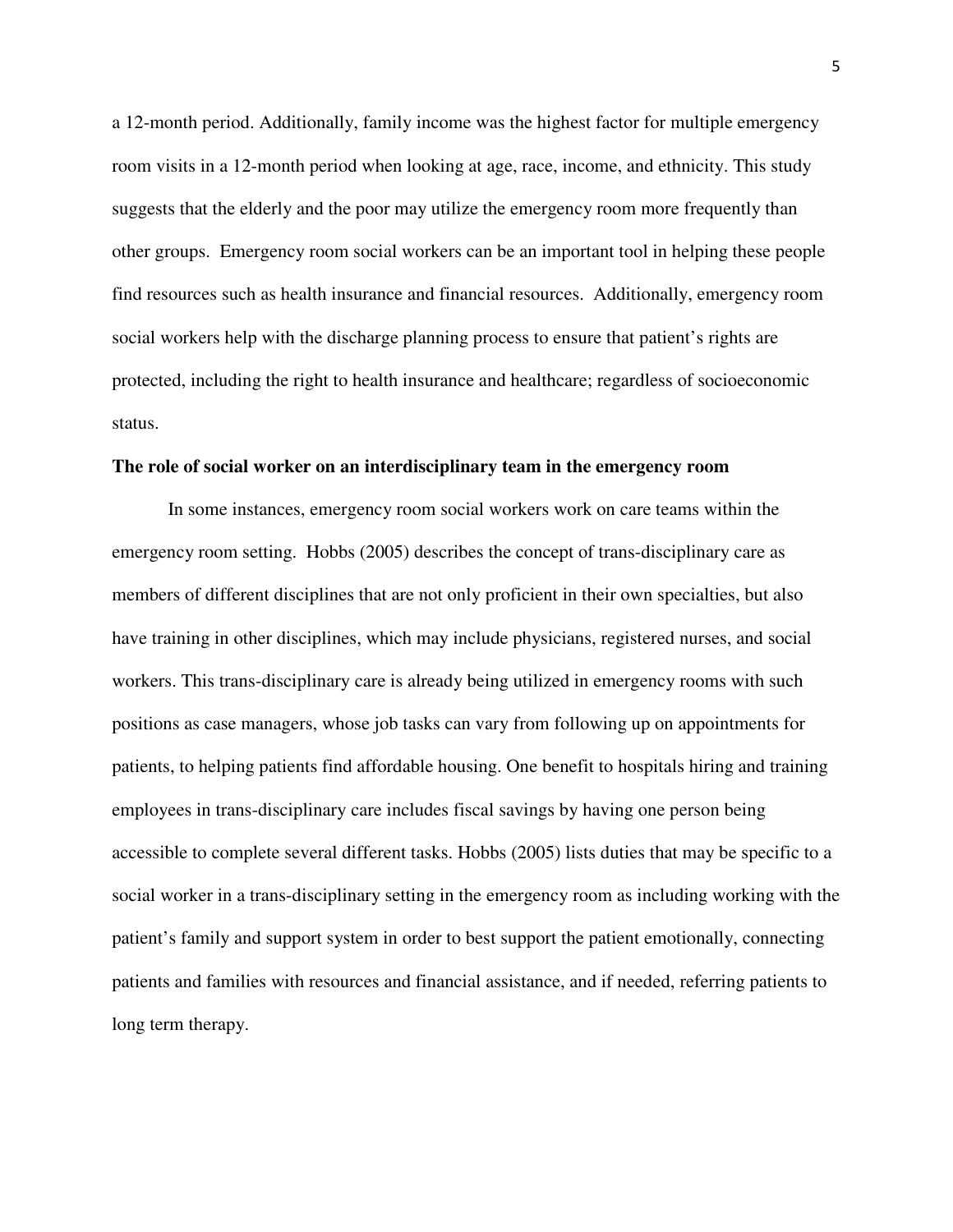a 12-month period. Additionally, family income was the highest factor for multiple emergency room visits in a 12-month period when looking at age, race, income, and ethnicity. This study suggests that the elderly and the poor may utilize the emergency room more frequently than other groups. Emergency room social workers can be an important tool in helping these people find resources such as health insurance and financial resources. Additionally, emergency room social workers help with the discharge planning process to ensure that patient's rights are protected, including the right to health insurance and healthcare; regardless of socioeconomic status.

**The role of social worker on an interdisciplinary team in the emergency room**

In some instances, emergency room social workers work on care teams within the emergency room setting. Hobbs (2005) describes the concept of trans-disciplinary care as members of different disciplines that are not only proficient in their own specialties, but also have training in other disciplines, which may include physicians, registered nurses, and social workers. This trans-disciplinary care is already being utilized in emergency rooms with such positions as case managers, whose job tasks can vary from following up on appointments for patients, to helping patients find affordable housing. One benefit to hospitals hiring and training employees in trans-disciplinary care includes fiscal savings by having one person being accessible to complete several different tasks. Hobbs (2005) lists duties that may be specific to a social worker in a trans-disciplinary setting in the emergency room as including working with the patient's family and support system in order to best support the patient emotionally, connecting patients and families with resources and financial assistance, and if needed, referring patients to long term therapy.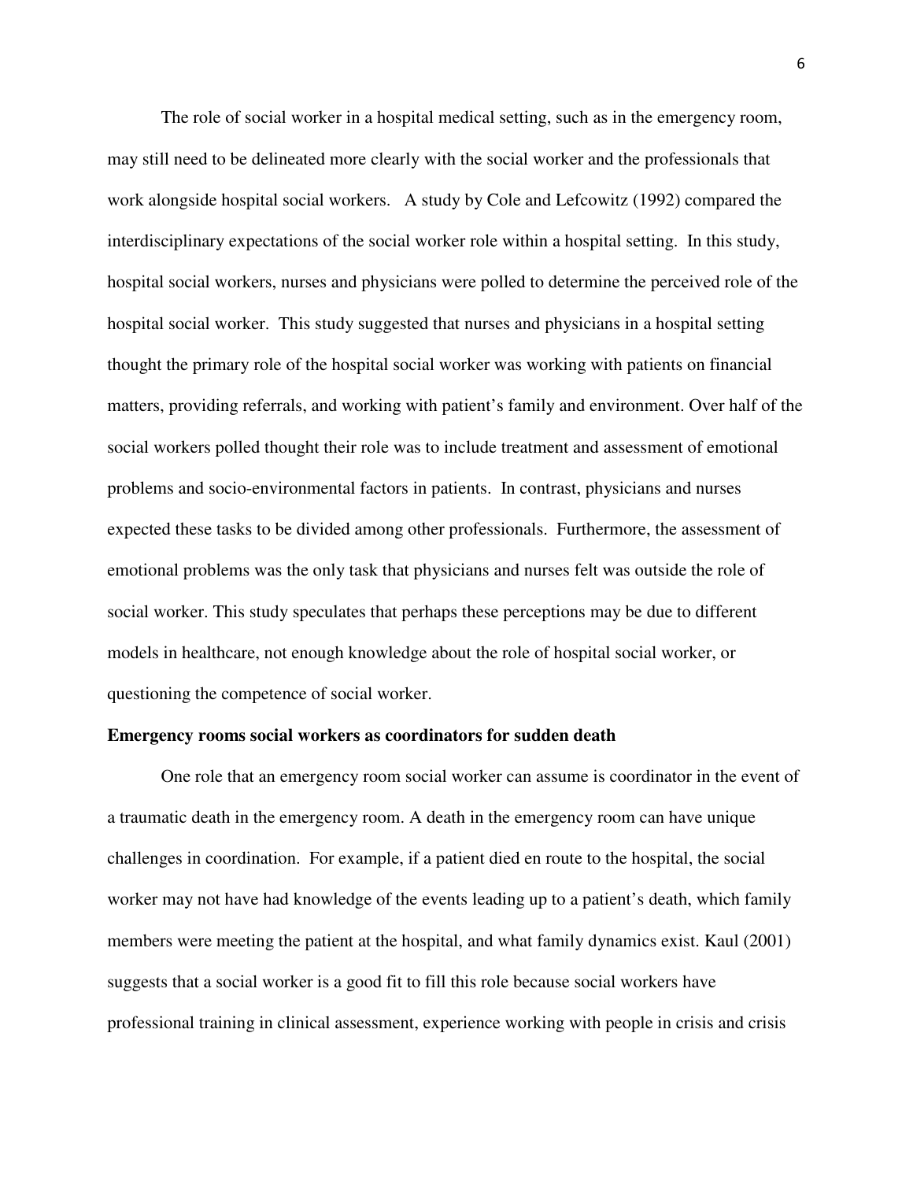The role of social worker in a hospital medical setting, such as in the emergency room, may still need to be delineated more clearly with the social worker and the professionals that work alongside hospital social workers. A study by Cole and Lefcowitz (1992) compared the interdisciplinary expectations of the social worker role within a hospital setting. In this study, hospital social workers, nurses and physicians were polled to determine the perceived role of the hospital social worker. This study suggested that nurses and physicians in a hospital setting thought the primary role of the hospital social worker was working with patients on financial matters, providing referrals, and working with patient's family and environment. Over half of the social workers polled thought their role was to include treatment and assessment of emotional problems and socio-environmental factors in patients. In contrast, physicians and nurses expected these tasks to be divided among other professionals. Furthermore, the assessment of emotional problems was the only task that physicians and nurses felt was outside the role of social worker. This study speculates that perhaps these perceptions may be due to different models in healthcare, not enough knowledge about the role of hospital social worker, or questioning the competence of social worker.

**Emergency rooms social workers as coordinators for sudden death**

One role that an emergency room social worker can assume is coordinator in the event of a traumatic death in the emergency room. A death in the emergency room can have unique challenges in coordination. For example, if a patient died en route to the hospital, the social worker may not have had knowledge of the events leading up to a patient's death, which family members were meeting the patient at the hospital, and what family dynamics exist. Kaul (2001) suggests that a social worker is a good fit to fill this role because social workers have professional training in clinical assessment, experience working with people in crisis and crisis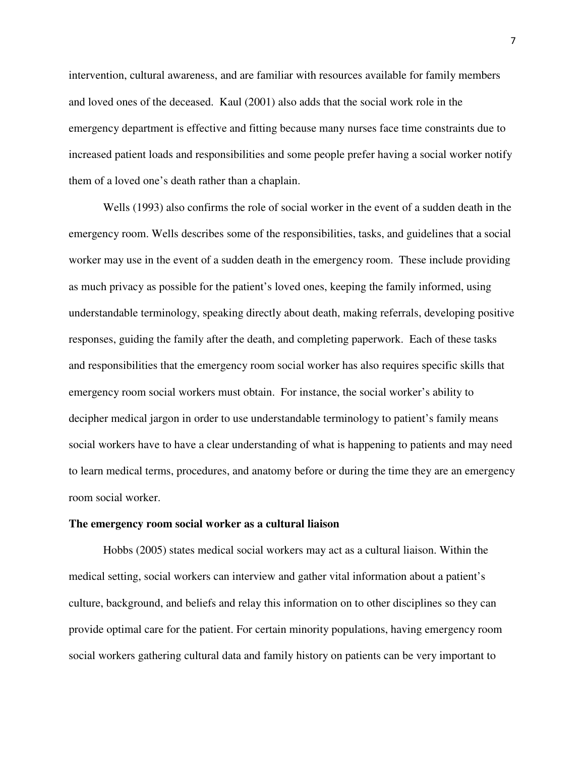intervention, cultural awareness, and are familiar with resources available for family members and loved ones of the deceased. Kaul (2001) also adds that the social work role in the emergency department is effective and fitting because many nurses face time constraints due to increased patient loads and responsibilities and some people prefer having a social worker notify them of a loved one's death rather than a chaplain.

Wells (1993) also confirms the role of social worker in the event of a sudden death in the emergency room. Wells describes some of the responsibilities, tasks, and guidelines that a social worker may use in the event of a sudden death in the emergency room. These include providing as much privacy as possible for the patient's loved ones, keeping the family informed, using understandable terminology, speaking directly about death, making referrals, developing positive responses, guiding the family after the death, and completing paperwork. Each of these tasks and responsibilities that the emergency room social worker has also requires specific skills that emergency room social workers must obtain. For instance, the social worker's ability to decipher medical jargon in order to use understandable terminology to patient's family means social workers have to have a clear understanding of what is happening to patients and may need to learn medical terms, procedures, and anatomy before or during the time they are an emergency room social worker.

**The emergency room social worker as a cultural liaison**

Hobbs (2005) states medical social workers may act as a cultural liaison. Within the medical setting, social workers can interview and gather vital information about a patient's culture, background, and beliefs and relay this information on to other disciplines so they can provide optimal care for the patient. For certain minority populations, having emergency room social workers gathering cultural data and family history on patients can be very important to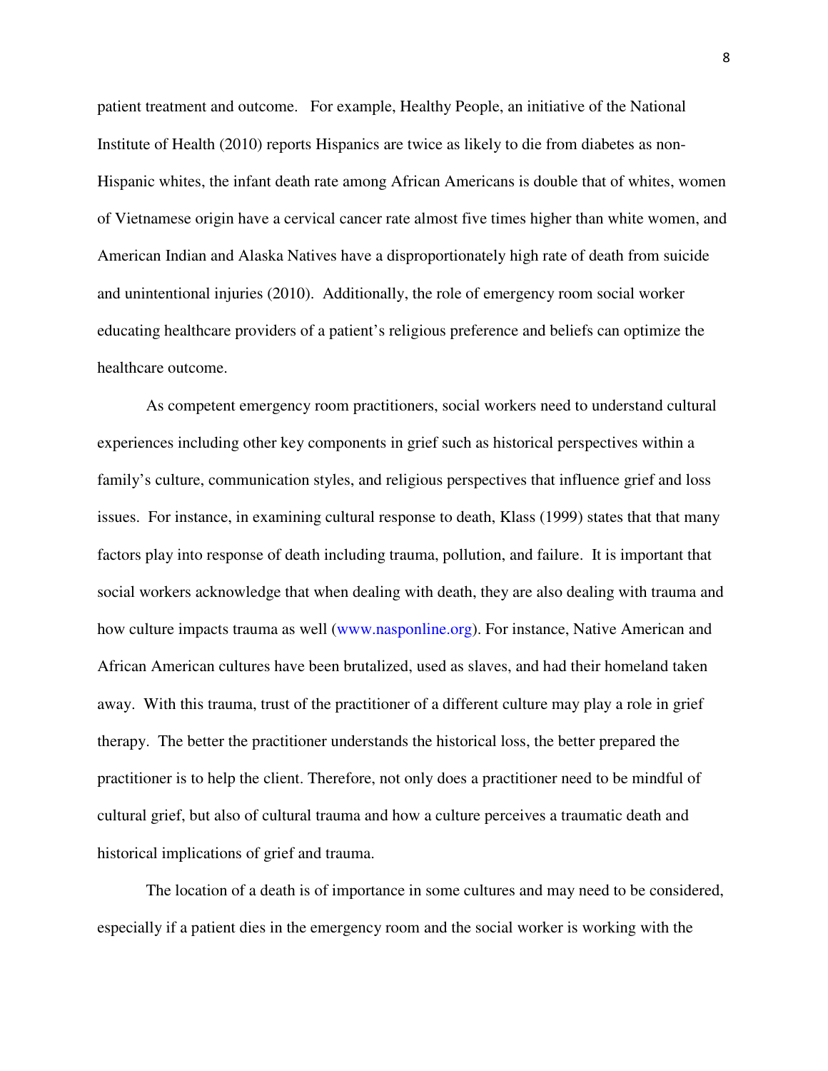patient treatment and outcome. For example, Healthy People, an initiative of the National Institute of Health (2010) reports Hispanics are twice as likely to die from diabetes as non-Hispanic whites, the infant death rate among African Americans is double that of whites, women of Vietnamese origin have a cervical cancer rate almost five times higher than white women, and American Indian and Alaska Natives have a disproportionately high rate of death from suicide and unintentional injuries (2010). Additionally, the role of emergency room social worker educating healthcare providers of a patient's religious preference and beliefs can optimize the healthcare outcome.

As competent emergency room practitioners, social workers need to understand cultural experiences including other key components in grief such as historical perspectives within a family's culture, communication styles, and religious perspectives that influence grief and loss issues. For instance, in examining cultural response to death, Klass (1999) states that that many factors play into response of death including trauma, pollution, and failure. It is important that social workers acknowledge that when dealing with death, they are also dealing with trauma and how culture impacts trauma as well (www.nasponline.org). For instance, Native American and African American cultures have been brutalized, used as slaves, and had their homeland taken away. With this trauma, trust of the practitioner of a different culture may play a role in grief therapy. The better the practitioner understands the historical loss, the better prepared the practitioner is to help the client. Therefore, not only does a practitioner need to be mindful of cultural grief, but also of cultural trauma and how a culture perceives a traumatic death and historical implications of grief and trauma.

The location of a death is of importance in some cultures and may need to be considered, especially if a patient dies in the emergency room and the social worker is working with the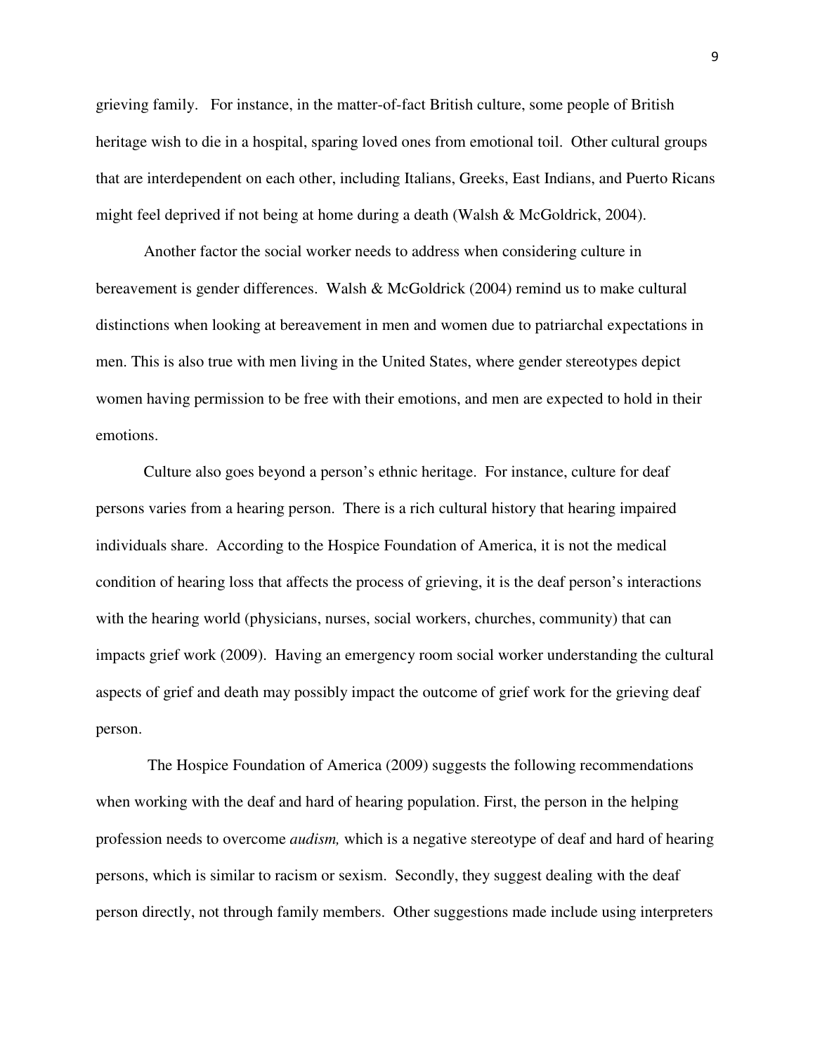grieving family. For instance, in the matter-of-fact British culture, some people of British heritage wish to die in a hospital, sparing loved ones from emotional toil. Other cultural groups that are interdependent on each other, including Italians, Greeks, East Indians, and Puerto Ricans might feel deprived if not being at home during a death (Walsh & McGoldrick, 2004).

Another factor the social worker needs to address when considering culture in bereavement is gender differences. Walsh & McGoldrick (2004) remind us to make cultural distinctions when looking at bereavement in men and women due to patriarchal expectations in men. This is also true with men living in the United States, where gender stereotypes depict women having permission to be free with their emotions, and men are expected to hold in their emotions.

Culture also goes beyond a person's ethnic heritage. For instance, culture for deaf persons varies from a hearing person. There is a rich cultural history that hearing impaired individuals share. According to the Hospice Foundation of America, it is not the medical condition of hearing loss that affects the process of grieving, it is the deaf person's interactions with the hearing world (physicians, nurses, social workers, churches, community) that can impacts grief work (2009). Having an emergency room social worker understanding the cultural aspects of grief and death may possibly impact the outcome of grief work for the grieving deaf person.

The Hospice Foundation of America (2009) suggests the following recommendations when working with the deaf and hard of hearing population. First, the person in the helping profession needs to overcome *audism,* which is a negative stereotype of deaf and hard of hearing persons, which is similar to racism or sexism. Secondly, they suggest dealing with the deaf person directly, not through family members. Other suggestions made include using interpreters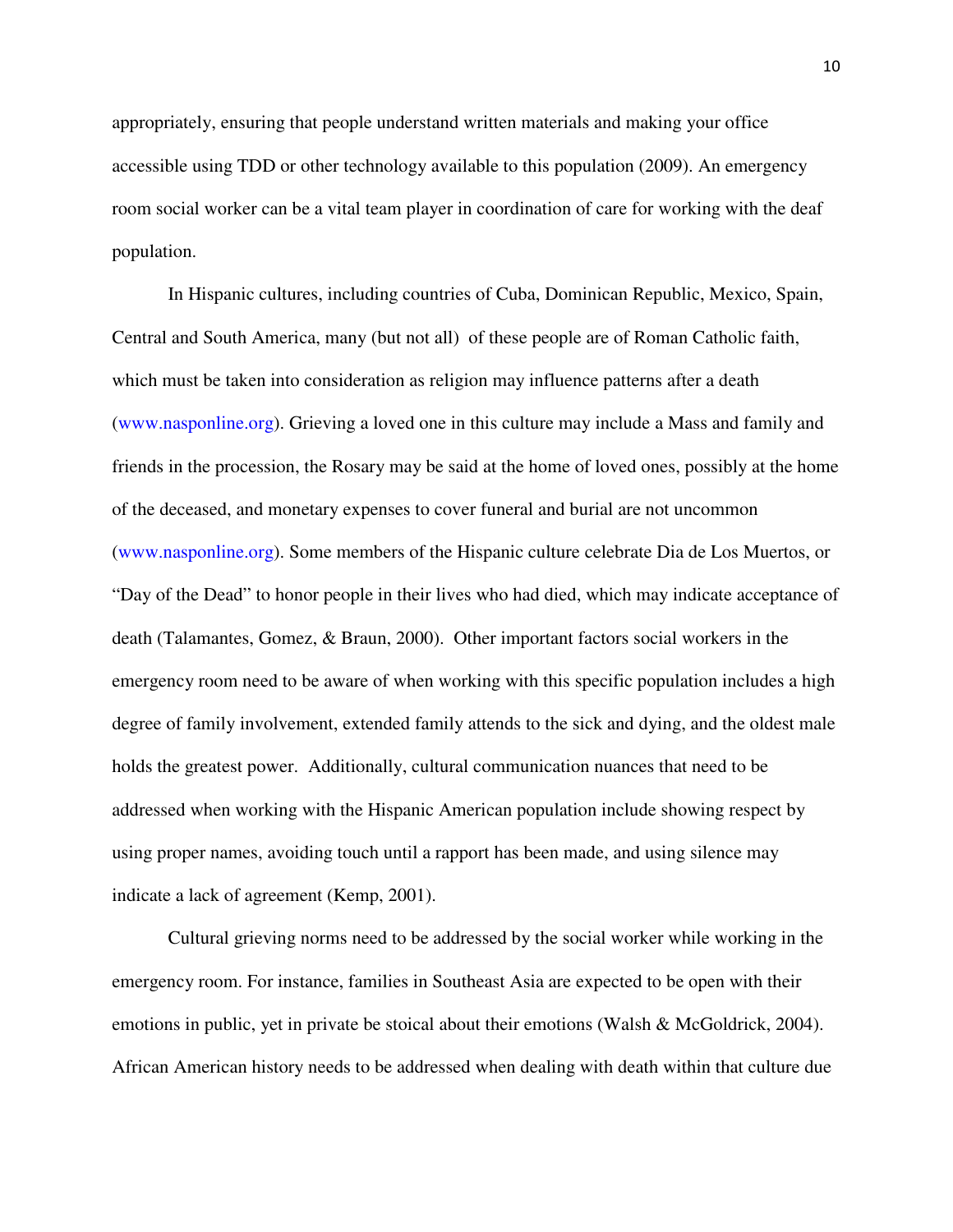appropriately, ensuring that people understand written materials and making your office accessible using TDD or other technology available to this population (2009). An emergency room social worker can be a vital team player in coordination of care for working with the deaf population.

In Hispanic cultures, including countries of Cuba, Dominican Republic, Mexico, Spain, Central and South America, many (but not all) of these people are of Roman Catholic faith, which must be taken into consideration as religion may influence patterns after a death (www.nasponline.org). Grieving a loved one in this culture may include a Mass and family and friends in the procession, the Rosary may be said at the home of loved ones, possibly at the home of the deceased, and monetary expenses to cover funeral and burial are not uncommon (www.nasponline.org). Some members of the Hispanic culture celebrate Dia de Los Muertos, or "Day of the Dead" to honor people in their lives who had died, which may indicate acceptance of death (Talamantes, Gomez, & Braun, 2000). Other important factors social workers in the emergency room need to be aware of when working with this specific population includes a high degree of family involvement, extended family attends to the sick and dying, and the oldest male holds the greatest power. Additionally, cultural communication nuances that need to be addressed when working with the Hispanic American population include showing respect by using proper names, avoiding touch until a rapport has been made, and using silence may indicate a lack of agreement (Kemp, 2001).

Cultural grieving norms need to be addressed by the social worker while working in the emergency room. For instance, families in Southeast Asia are expected to be open with their emotions in public, yet in private be stoical about their emotions (Walsh & McGoldrick, 2004). African American history needs to be addressed when dealing with death within that culture due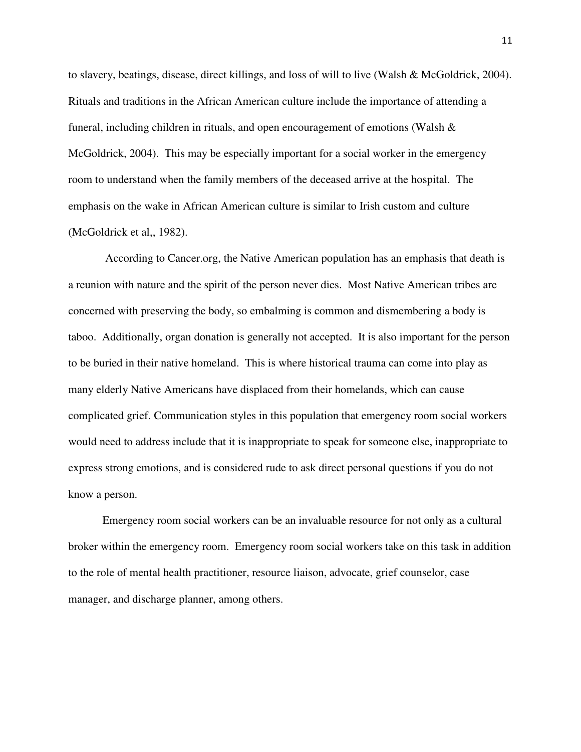to slavery, beatings, disease, direct killings, and loss of will to live (Walsh & McGoldrick, 2004). Rituals and traditions in the African American culture include the importance of attending a funeral, including children in rituals, and open encouragement of emotions (Walsh & McGoldrick, 2004). This may be especially important for a social worker in the emergency room to understand when the family members of the deceased arrive at the hospital. The emphasis on the wake in African American culture is similar to Irish custom and culture (McGoldrick et al,, 1982).

According to Cancer.org, the Native American population has an emphasis that death is a reunion with nature and the spirit of the person never dies. Most Native American tribes are concerned with preserving the body, so embalming is common and dismembering a body is taboo. Additionally, organ donation is generally not accepted. It is also important for the person to be buried in their native homeland. This is where historical trauma can come into play as many elderly Native Americans have displaced from their homelands, which can cause complicated grief. Communication styles in this population that emergency room social workers would need to address include that it is inappropriate to speak for someone else, inappropriate to express strong emotions, and is considered rude to ask direct personal questions if you do not know a person.

Emergency room social workers can be an invaluable resource for not only as a cultural broker within the emergency room. Emergency room social workers take on this task in addition to the role of mental health practitioner, resource liaison, advocate, grief counselor, case manager, and discharge planner, among others.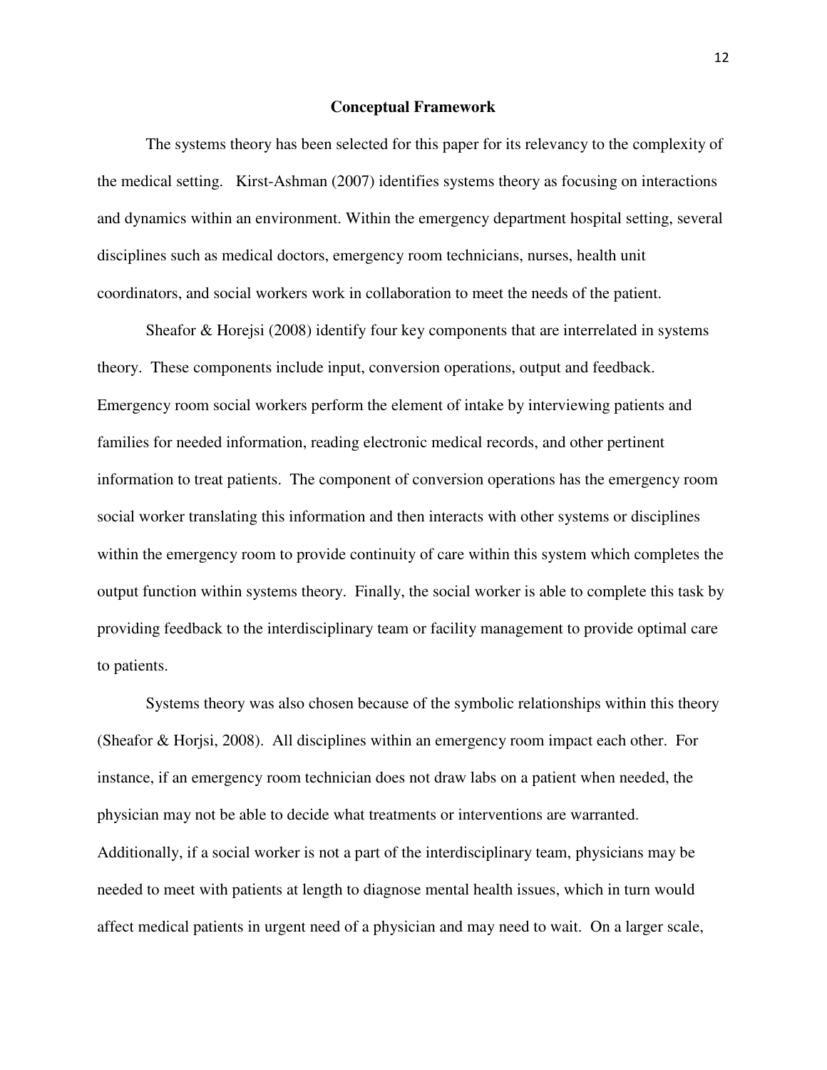## Conceptual Framework

The systems theory has been selected for this paper for its relevancy to the complexity of the medical setting. Kirst-Ashman (2007) identifies systems theory as focusing on interactions and dynamics within an environment. Within the emergency department hospital setting, several disciplines such as medical doctors, emergency room technicians, nurses, health unit coordinators, and social workers work in collaboration to meet the needs of the patient.

Sheafor & Horejsi (2008) identify four key components that are interrelated in systems theory. These components include input, conversion operations, output and feedback. Emergency room social workers perform the element of intake by interviewing patients and families for needed information, reading electronic medical records, and other pertinent information to treat patients. The component of conversion operations has the emergency room social worker translating this information and then interacts with other systems or disciplines within the emergency room to provide continuity of care within this system which completes the output function within systems theory. Finally, the social worker is able to complete this task by providing feedback to the interdisciplinary team or facility management to provide optimal care to patients.

Systems theory was also chosen because of the symbolic relationships within this theory (Sheafor & Horjsi, 2008). All disciplines within an emergency room impact each other. For instance, if an emergency room technician does not draw labs on a patient when needed, the physician may not be able to decide what treatments or interventions are warranted. Additionally, if a social worker is not a part of the interdisciplinary team, physicians may be needed to meet with patients at length to diagnose mental health issues, which in turn would affect medical patients in urgent need of a physician and may need to wait. On a larger scale,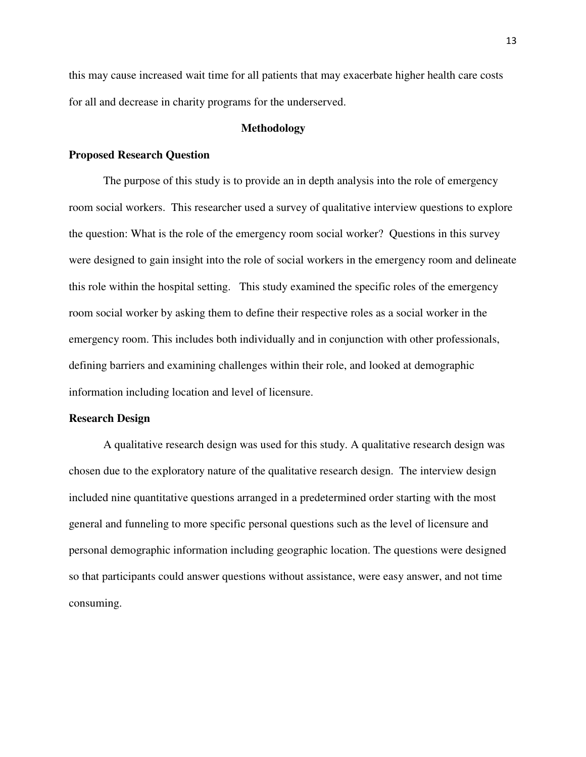this may cause increased wait time for all patients that may exacerbate higher health care costs for all and decrease in charity programs for the underserved.

## Methodology

### Proposed Research Question

The purpose of this study is to provide an in depth analysis into the role of emergency room social workers. This researcher used a survey of qualitative interview questions to explore the question: What is the role of the emergency room social worker? Questions in this survey were designed to gain insight into the role of social workers in the emergency room and delineate this role within the hospital setting. This study examined the specific roles of the emergency room social worker by asking them to define their respective roles as a social worker in the emergency room. This includes both individually and in conjunction with other professionals, defining barriers and examining challenges within their role, and looked at demographic information including location and level of licensure.

### Research Design

A qualitative research design was used for this study. A qualitative research design was chosen due to the exploratory nature of the qualitative research design. The interview design included nine quantitative questions arranged in a predetermined order starting with the most general and funneling to more specific personal questions such as the level of licensure and personal demographic information including geographic location. The questions were designed so that participants could answer questions without assistance, were easy answer, and not time consuming.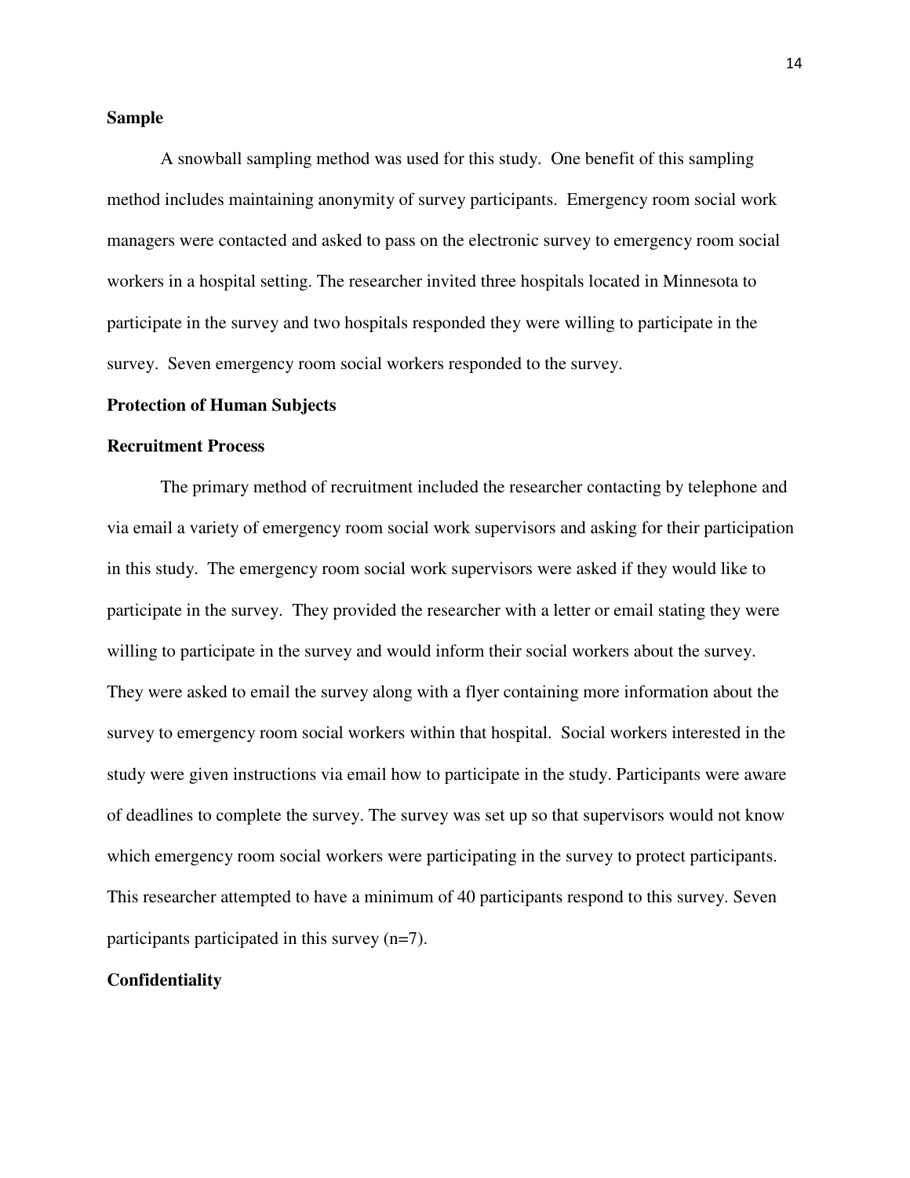**Sample**

A snowball sampling method was used for this study. One benefit of this sampling method includes maintaining anonymity of survey participants. Emergency room social work managers were contacted and asked to pass on the electronic survey to emergency room social workers in a hospital setting. The researcher invited three hospitals located in Minnesota to participate in the survey and two hospitals responded they were willing to participate in the survey. Seven emergency room social workers responded to the survey.

**Protection of Human Subjects**

**Recruitment Process**

The primary method of recruitment included the researcher contacting by telephone and via email a variety of emergency room social work supervisors and asking for their participation in this study. The emergency room social work supervisors were asked if they would like to participate in the survey. They provided the researcher with a letter or email stating they were willing to participate in the survey and would inform their social workers about the survey. They were asked to email the survey along with a flyer containing more information about the survey to emergency room social workers within that hospital. Social workers interested in the study were given instructions via email how to participate in the study. Participants were aware of deadlines to complete the survey. The survey was set up so that supervisors would not know which emergency room social workers were participating in the survey to protect participants. This researcher attempted to have a minimum of 40 participants respond to this survey. Seven participants participated in this survey (n=7).

**Confidentiality**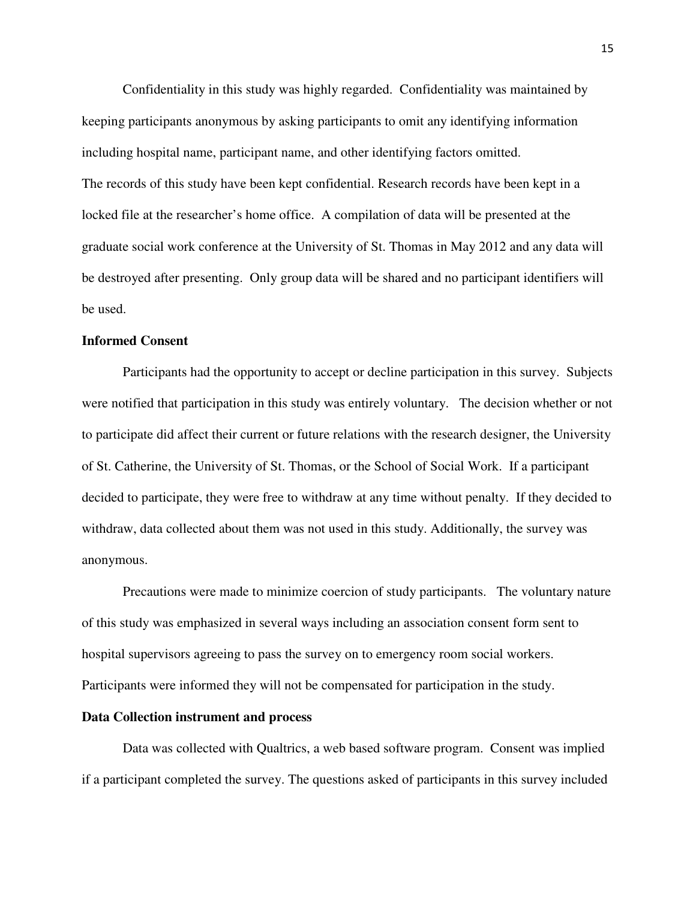Confidentiality in this study was highly regarded. Confidentiality was maintained by keeping participants anonymous by asking participants to omit any identifying information including hospital name, participant name, and other identifying factors omitted.

The records of this study have been kept confidential. Research records have been kept in a locked file at the researcher's home office. A compilation of data will be presented at the graduate social work conference at the University of St. Thomas in May 2012 and any data will be destroyed after presenting. Only group data will be shared and no participant identifiers will be used.

**Informed Consent**

Participants had the opportunity to accept or decline participation in this survey. Subjects were notified that participation in this study was entirely voluntary. The decision whether or not to participate did affect their current or future relations with the research designer, the University of St. Catherine, the University of St. Thomas, or the School of Social Work. If a participant decided to participate, they were free to withdraw at any time without penalty. If they decided to withdraw, data collected about them was not used in this study. Additionally, the survey was anonymous.

Precautions were made to minimize coercion of study participants. The voluntary nature of this study was emphasized in several ways including an association consent form sent to hospital supervisors agreeing to pass the survey on to emergency room social workers. Participants were informed they will not be compensated for participation in the study.

**Data Collection instrument and process**

Data was collected with Qualtrics, a web based software program. Consent was implied if a participant completed the survey. The questions asked of participants in this survey included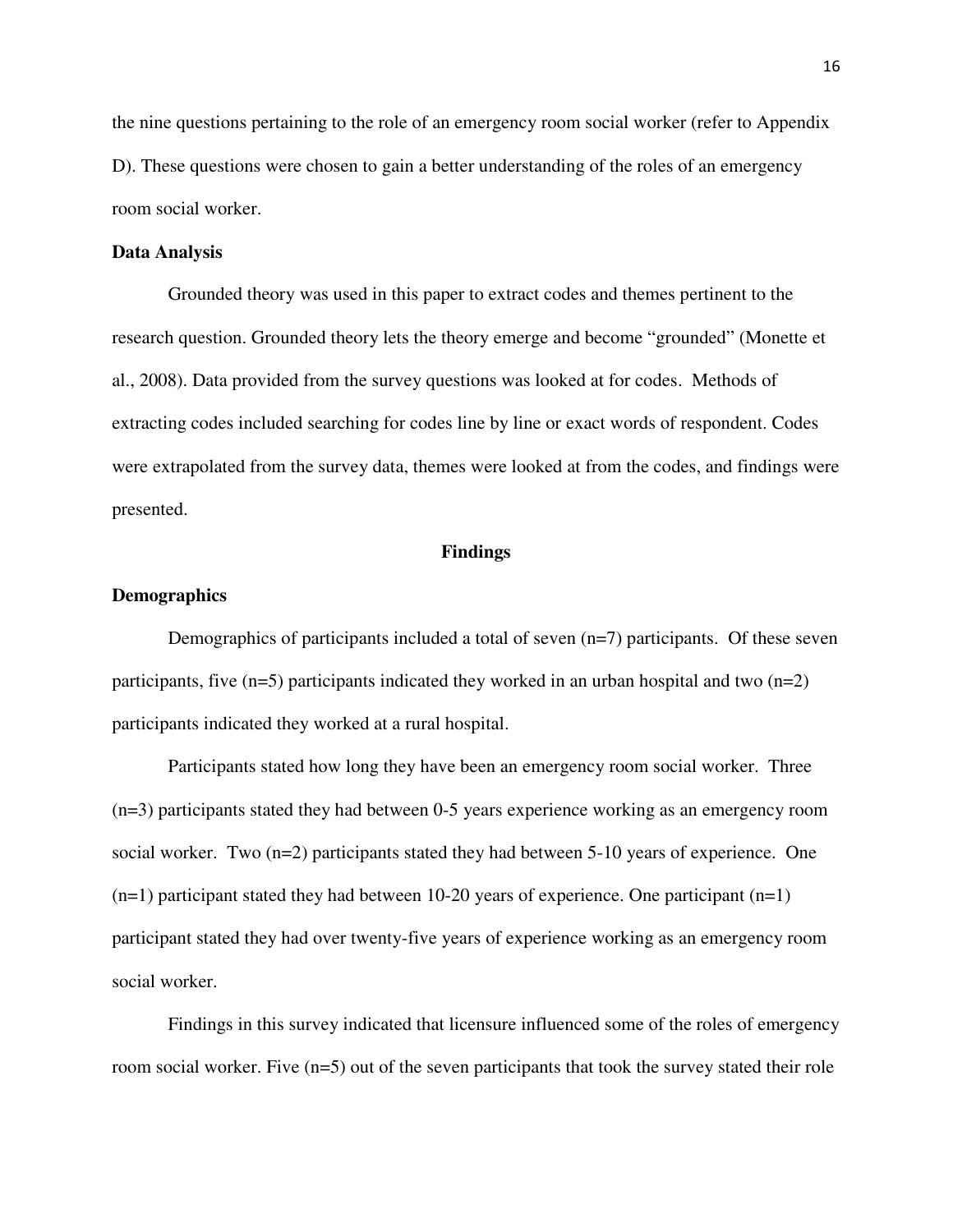the nine questions pertaining to the role of an emergency room social worker (refer to Appendix D). These questions were chosen to gain a better understanding of the roles of an emergency room social worker.

**Data Analysis**

Grounded theory was used in this paper to extract codes and themes pertinent to the research question. Grounded theory lets the theory emerge and become "grounded" (Monette et al., 2008). Data provided from the survey questions was looked at for codes. Methods of extracting codes included searching for codes line by line or exact words of respondent. Codes were extrapolated from the survey data, themes were looked at from the codes, and findings were presented.

## Findings

**Demographics**

Demographics of participants included a total of seven (n=7) participants. Of these seven participants, five (n=5) participants indicated they worked in an urban hospital and two (n=2) participants indicated they worked at a rural hospital.

Participants stated how long they have been an emergency room social worker. Three (n=3) participants stated they had between 0-5 years experience working as an emergency room social worker. Two (n=2) participants stated they had between 5-10 years of experience. One (n=1) participant stated they had between 10-20 years of experience. One participant (n=1) participant stated they had over twenty-five years of experience working as an emergency room social worker.

Findings in this survey indicated that licensure influenced some of the roles of emergency room social worker. Five (n=5) out of the seven participants that took the survey stated their role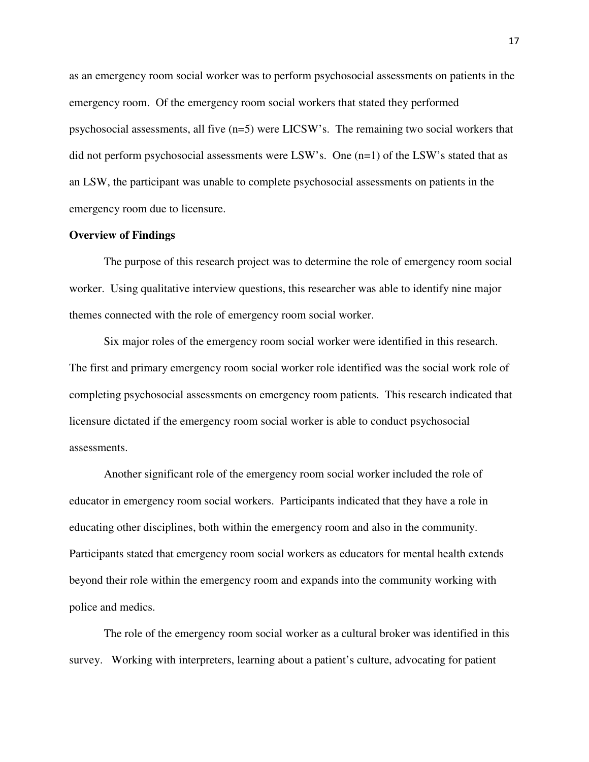as an emergency room social worker was to perform psychosocial assessments on patients in the emergency room. Of the emergency room social workers that stated they performed psychosocial assessments, all five (n=5) were LICSW's. The remaining two social workers that did not perform psychosocial assessments were LSW's. One (n=1) of the LSW's stated that as an LSW, the participant was unable to complete psychosocial assessments on patients in the emergency room due to licensure.

**Overview of Findings**

The purpose of this research project was to determine the role of emergency room social worker. Using qualitative interview questions, this researcher was able to identify nine major themes connected with the role of emergency room social worker.

Six major roles of the emergency room social worker were identified in this research. The first and primary emergency room social worker role identified was the social work role of completing psychosocial assessments on emergency room patients. This research indicated that licensure dictated if the emergency room social worker is able to conduct psychosocial assessments.

Another significant role of the emergency room social worker included the role of educator in emergency room social workers. Participants indicated that they have a role in educating other disciplines, both within the emergency room and also in the community. Participants stated that emergency room social workers as educators for mental health extends beyond their role within the emergency room and expands into the community working with police and medics.

The role of the emergency room social worker as a cultural broker was identified in this survey. Working with interpreters, learning about a patient's culture, advocating for patient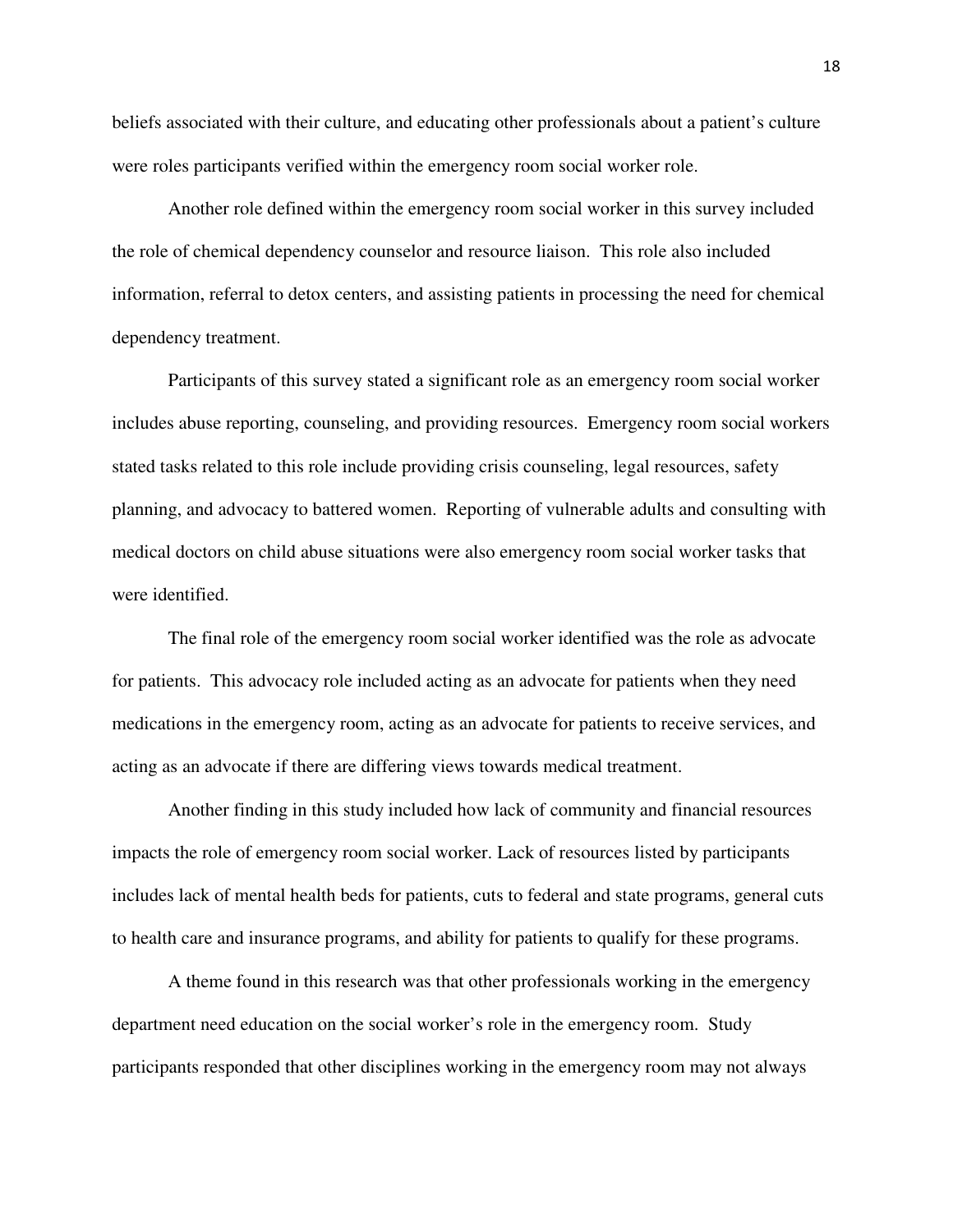beliefs associated with their culture, and educating other professionals about a patient's culture were roles participants verified within the emergency room social worker role.

Another role defined within the emergency room social worker in this survey included the role of chemical dependency counselor and resource liaison. This role also included information, referral to detox centers, and assisting patients in processing the need for chemical dependency treatment.

Participants of this survey stated a significant role as an emergency room social worker includes abuse reporting, counseling, and providing resources. Emergency room social workers stated tasks related to this role include providing crisis counseling, legal resources, safety planning, and advocacy to battered women. Reporting of vulnerable adults and consulting with medical doctors on child abuse situations were also emergency room social worker tasks that were identified.

The final role of the emergency room social worker identified was the role as advocate for patients. This advocacy role included acting as an advocate for patients when they need medications in the emergency room, acting as an advocate for patients to receive services, and acting as an advocate if there are differing views towards medical treatment.

Another finding in this study included how lack of community and financial resources impacts the role of emergency room social worker. Lack of resources listed by participants includes lack of mental health beds for patients, cuts to federal and state programs, general cuts to health care and insurance programs, and ability for patients to qualify for these programs.

A theme found in this research was that other professionals working in the emergency department need education on the social worker's role in the emergency room. Study participants responded that other disciplines working in the emergency room may not always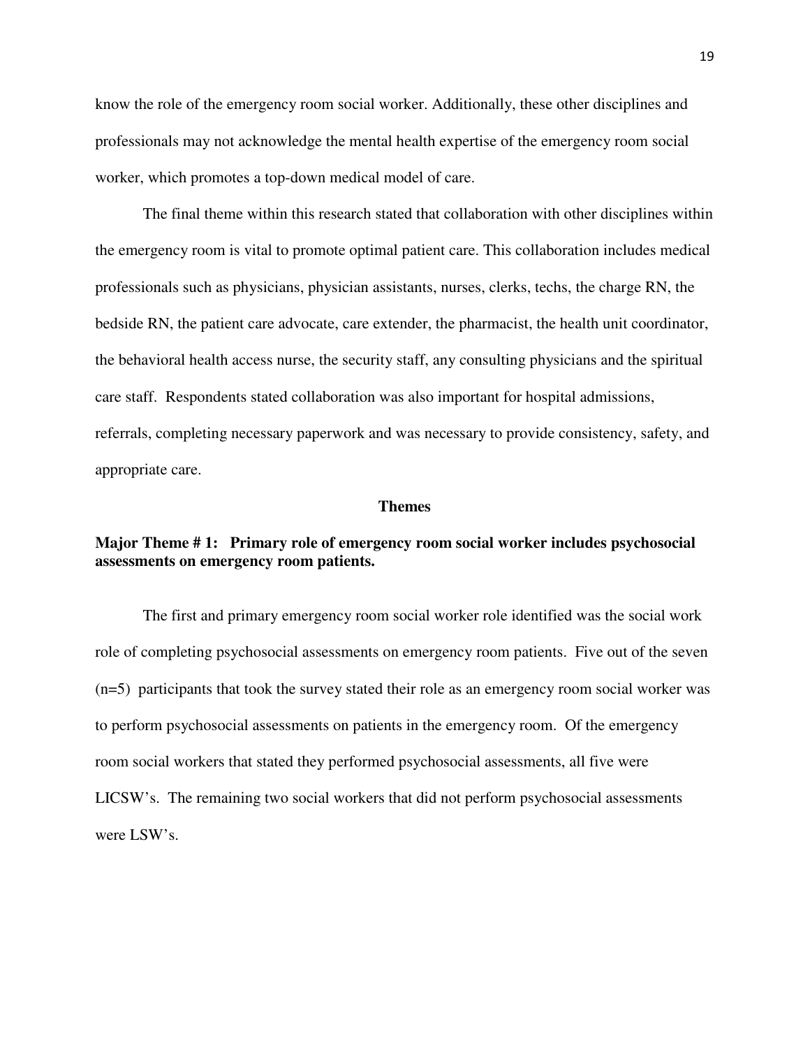know the role of the emergency room social worker. Additionally, these other disciplines and professionals may not acknowledge the mental health expertise of the emergency room social worker, which promotes a top-down medical model of care.

The final theme within this research stated that collaboration with other disciplines within the emergency room is vital to promote optimal patient care. This collaboration includes medical professionals such as physicians, physician assistants, nurses, clerks, techs, the charge RN, the bedside RN, the patient care advocate, care extender, the pharmacist, the health unit coordinator, the behavioral health access nurse, the security staff, any consulting physicians and the spiritual care staff. Respondents stated collaboration was also important for hospital admissions, referrals, completing necessary paperwork and was necessary to provide consistency, safety, and appropriate care.

## Themes

### Major Theme # 1: Primary role of emergency room social worker includes psychosocial assessments on emergency room patients.

The first and primary emergency room social worker role identified was the social work role of completing psychosocial assessments on emergency room patients. Five out of the seven (n=5) participants that took the survey stated their role as an emergency room social worker was to perform psychosocial assessments on patients in the emergency room. Of the emergency room social workers that stated they performed psychosocial assessments, all five were LICSW's. The remaining two social workers that did not perform psychosocial assessments were LSW's.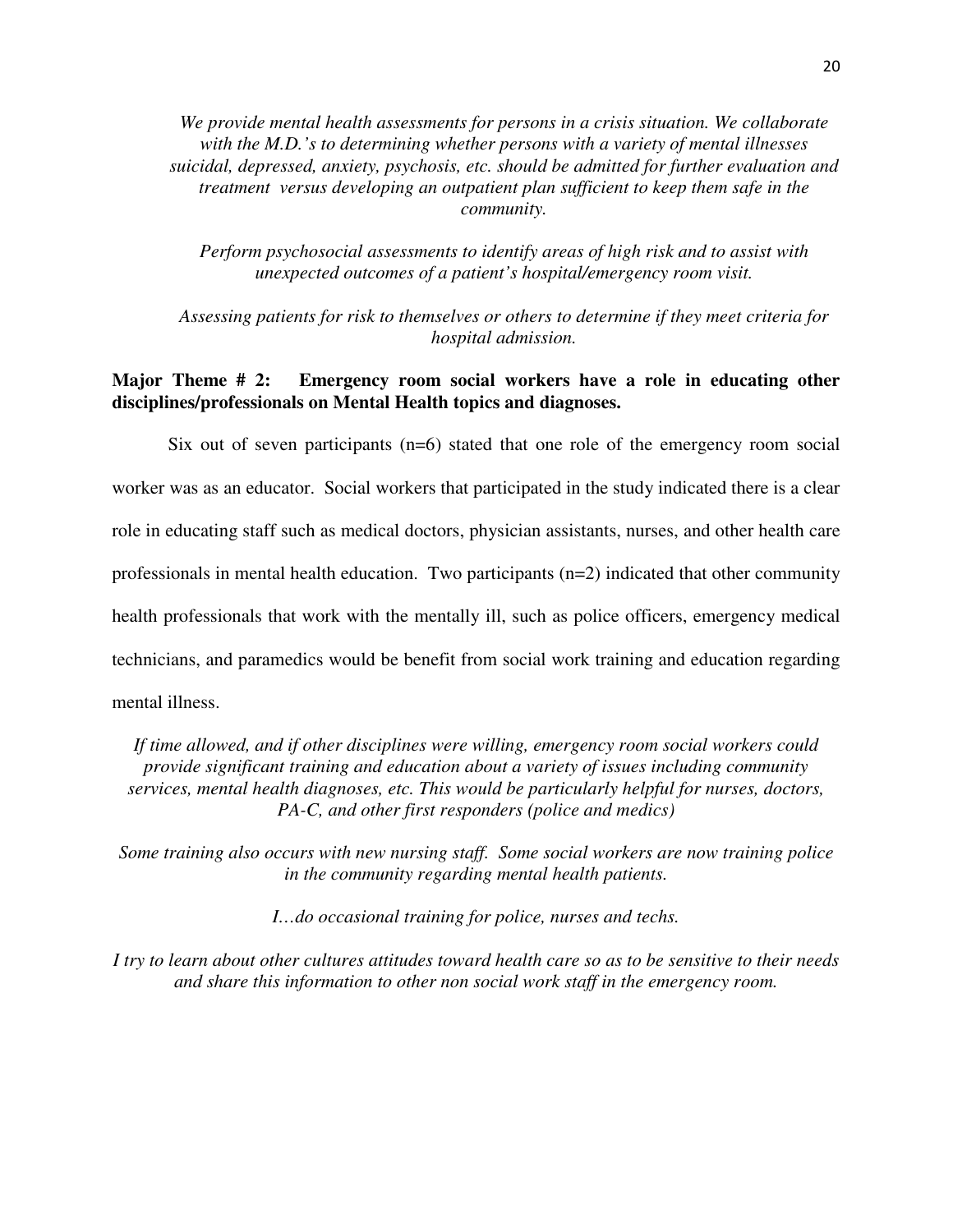*We provide mental health assessments for persons in a crisis situation. We collaborate with the M.D.'s to determining whether persons with a variety of mental illnesses suicidal, depressed, anxiety, psychosis, etc. should be admitted for further evaluation and treatment versus developing an outpatient plan sufficient to keep them safe in the community.*

*Perform psychosocial assessments to identify areas of high risk and to assist with unexpected outcomes of a patient's hospital/emergency room visit.*

*Assessing patients for risk to themselves or others to determine if they meet criteria for hospital admission.*

**Major Theme # 2: Emergency room social workers have a role in educating other disciplines/professionals on Mental Health topics and diagnoses.**

Six out of seven participants (n=6) stated that one role of the emergency room social worker was as an educator. Social workers that participated in the study indicated there is a clear role in educating staff such as medical doctors, physician assistants, nurses, and other health care professionals in mental health education. Two participants (n=2) indicated that other community health professionals that work with the mentally ill, such as police officers, emergency medical technicians, and paramedics would be benefit from social work training and education regarding mental illness.

*If time allowed, and if other disciplines were willing, emergency room social workers could provide significant training and education about a variety of issues including community services, mental health diagnoses, etc. This would be particularly helpful for nurses, doctors, PA-C, and other first responders (police and medics)*

*Some training also occurs with new nursing staff. Some social workers are now training police in the community regarding mental health patients.*

*I…do occasional training for police, nurses and techs.*

*I try to learn about other cultures attitudes toward health care so as to be sensitive to their needs and share this information to other non social work staff in the emergency room.*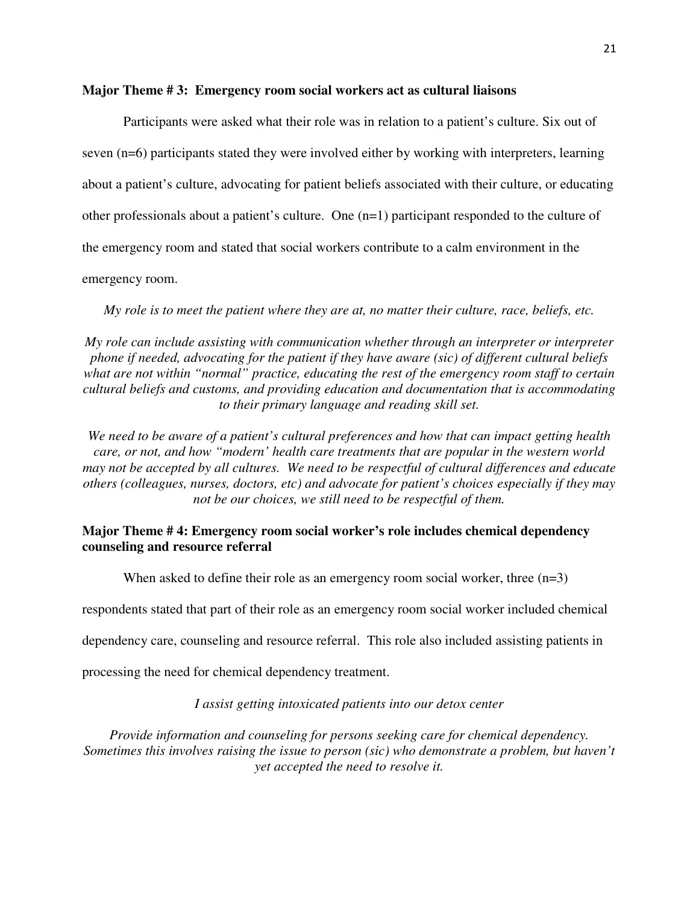**Major Theme # 3: Emergency room social workers act as cultural liaisons**

Participants were asked what their role was in relation to a patient's culture. Six out of seven (n=6) participants stated they were involved either by working with interpreters, learning about a patient's culture, advocating for patient beliefs associated with their culture, or educating other professionals about a patient's culture. One (n=1) participant responded to the culture of the emergency room and stated that social workers contribute to a calm environment in the emergency room.

*My role is to meet the patient where they are at, no matter their culture, race, beliefs, etc.*

*My role can include assisting with communication whether through an interpreter or interpreter phone if needed, advocating for the patient if they have aware (sic) of different cultural beliefs what are not within "normal" practice, educating the rest of the emergency room staff to certain cultural beliefs and customs, and providing education and documentation that is accommodating to their primary language and reading skill set.*

*We need to be aware of a patient's cultural preferences and how that can impact getting health care, or not, and how "modern' health care treatments that are popular in the western world may not be accepted by all cultures. We need to be respectful of cultural differences and educate others (colleagues, nurses, doctors, etc) and advocate for patient's choices especially if they may not be our choices, we still need to be respectful of them.*

**Major Theme # 4: Emergency room social worker's role includes chemical dependency counseling and resource referral**

When asked to define their role as an emergency room social worker, three (n=3) respondents stated that part of their role as an emergency room social worker included chemical dependency care, counseling and resource referral. This role also included assisting patients in processing the need for chemical dependency treatment.

*I assist getting intoxicated patients into our detox center*

*Provide information and counseling for persons seeking care for chemical dependency. Sometimes this involves raising the issue to person (sic) who demonstrate a problem, but haven't yet accepted the need to resolve it.*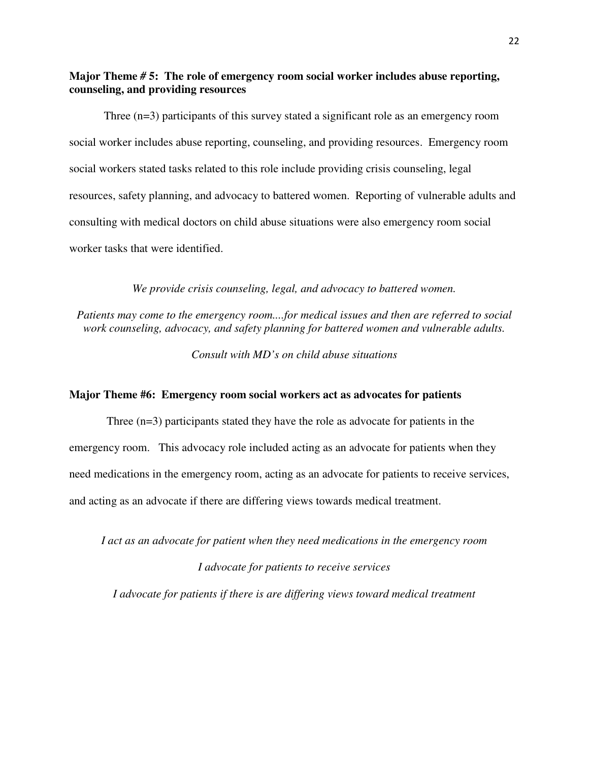### Major Theme # 5: The role of emergency room social worker includes abuse reporting, counseling, and providing resources

Three (n=3) participants of this survey stated a significant role as an emergency room social worker includes abuse reporting, counseling, and providing resources. Emergency room social workers stated tasks related to this role include providing crisis counseling, legal resources, safety planning, and advocacy to battered women. Reporting of vulnerable adults and consulting with medical doctors on child abuse situations were also emergency room social worker tasks that were identified.

*We provide crisis counseling, legal, and advocacy to battered women.*

*Patients may come to the emergency room....for medical issues and then are referred to social work counseling, advocacy, and safety planning for battered women and vulnerable adults.*

*Consult with MD's on child abuse situations*

### Major Theme #6: Emergency room social workers act as advocates for patients

Three (n=3) participants stated they have the role as advocate for patients in the emergency room. This advocacy role included acting as an advocate for patients when they need medications in the emergency room, acting as an advocate for patients to receive services, and acting as an advocate if there are differing views towards medical treatment.

*I act as an advocate for patient when they need medications in the emergency room*

*I advocate for patients to receive services*

*I advocate for patients if there is are differing views toward medical treatment*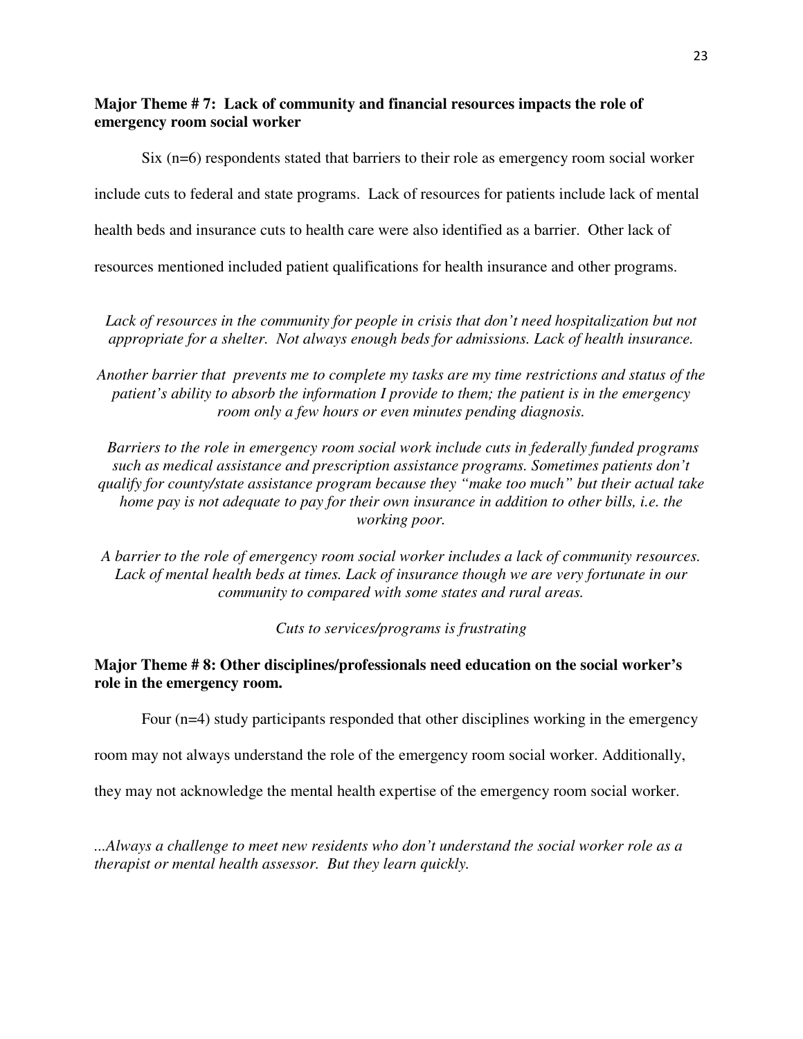**Major Theme # 7: Lack of community and financial resources impacts the role of emergency room social worker**

Six (n=6) respondents stated that barriers to their role as emergency room social worker include cuts to federal and state programs. Lack of resources for patients include lack of mental health beds and insurance cuts to health care were also identified as a barrier. Other lack of resources mentioned included patient qualifications for health insurance and other programs.

*Lack of resources in the community for people in crisis that don't need hospitalization but not appropriate for a shelter. Not always enough beds for admissions. Lack of health insurance.*

*Another barrier that prevents me to complete my tasks are my time restrictions and status of the patient's ability to absorb the information I provide to them; the patient is in the emergency room only a few hours or even minutes pending diagnosis.*

*Barriers to the role in emergency room social work include cuts in federally funded programs such as medical assistance and prescription assistance programs. Sometimes patients don't qualify for county/state assistance program because they "make too much" but their actual take home pay is not adequate to pay for their own insurance in addition to other bills, i.e. the working poor.*

*A barrier to the role of emergency room social worker includes a lack of community resources. Lack of mental health beds at times. Lack of insurance though we are very fortunate in our community to compared with some states and rural areas.*

*Cuts to services/programs is frustrating*

**Major Theme # 8: Other disciplines/professionals need education on the social worker's role in the emergency room.**

Four (n=4) study participants responded that other disciplines working in the emergency room may not always understand the role of the emergency room social worker. Additionally, they may not acknowledge the mental health expertise of the emergency room social worker.

*...Always a challenge to meet new residents who don't understand the social worker role as a therapist or mental health assessor. But they learn quickly.*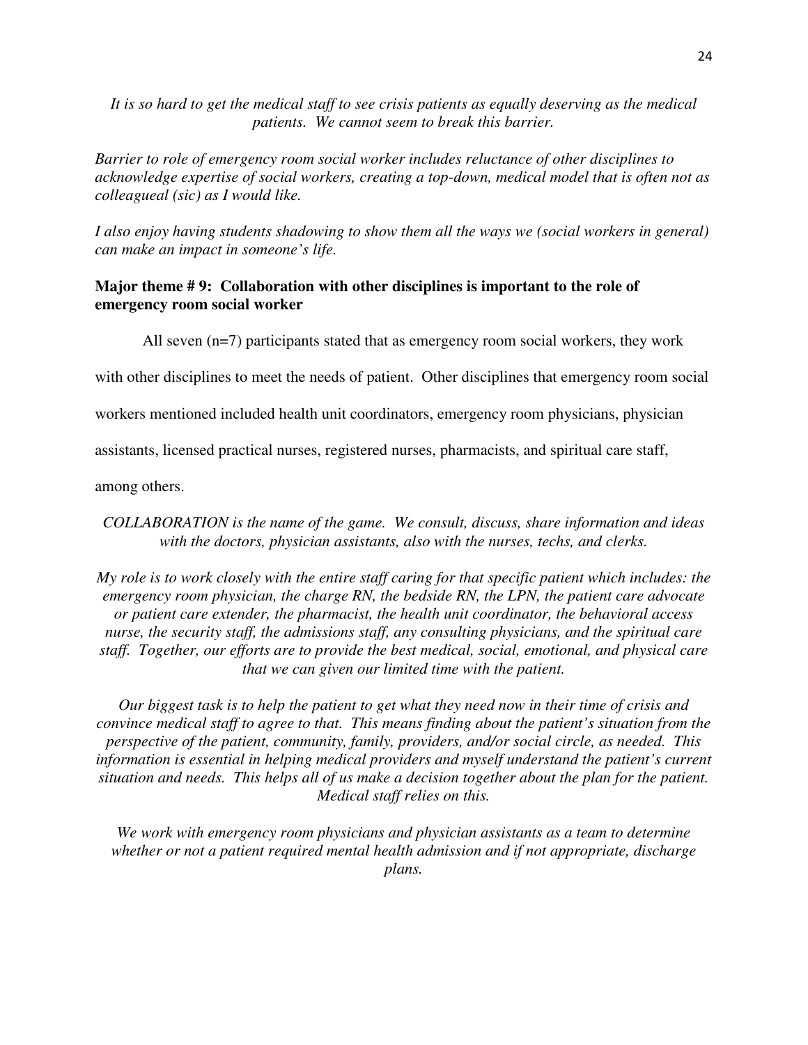*It is so hard to get the medical staff to see crisis patients as equally deserving as the medical patients. We cannot seem to break this barrier.*

*Barrier to role of emergency room social worker includes reluctance of other disciplines to acknowledge expertise of social workers, creating a top-down, medical model that is often not as colleagueal (sic) as I would like.*

*I also enjoy having students shadowing to show them all the ways we (social workers in general) can make an impact in someone's life.*

**Major theme # 9: Collaboration with other disciplines is important to the role of emergency room social worker**

All seven (n=7) participants stated that as emergency room social workers, they work with other disciplines to meet the needs of patient. Other disciplines that emergency room social workers mentioned included health unit coordinators, emergency room physicians, physician assistants, licensed practical nurses, registered nurses, pharmacists, and spiritual care staff, among others.

*COLLABORATION is the name of the game. We consult, discuss, share information and ideas with the doctors, physician assistants, also with the nurses, techs, and clerks.*

*My role is to work closely with the entire staff caring for that specific patient which includes: the emergency room physician, the charge RN, the bedside RN, the LPN, the patient care advocate or patient care extender, the pharmacist, the health unit coordinator, the behavioral access nurse, the security staff, the admissions staff, any consulting physicians, and the spiritual care staff. Together, our efforts are to provide the best medical, social, emotional, and physical care that we can given our limited time with the patient.*

*Our biggest task is to help the patient to get what they need now in their time of crisis and convince medical staff to agree to that. This means finding about the patient's situation from the perspective of the patient, community, family, providers, and/or social circle, as needed. This information is essential in helping medical providers and myself understand the patient's current situation and needs. This helps all of us make a decision together about the plan for the patient. Medical staff relies on this.*

*We work with emergency room physicians and physician assistants as a team to determine whether or not a patient required mental health admission and if not appropriate, discharge plans.*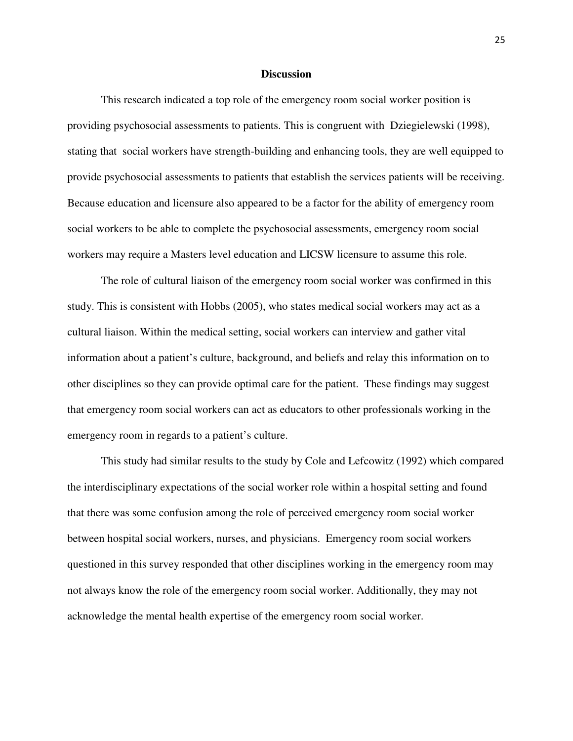## Discussion

This research indicated a top role of the emergency room social worker position is providing psychosocial assessments to patients. This is congruent with Dziegielewski (1998), stating that social workers have strength-building and enhancing tools, they are well equipped to provide psychosocial assessments to patients that establish the services patients will be receiving. Because education and licensure also appeared to be a factor for the ability of emergency room social workers to be able to complete the psychosocial assessments, emergency room social workers may require a Masters level education and LICSW licensure to assume this role.

The role of cultural liaison of the emergency room social worker was confirmed in this study. This is consistent with Hobbs (2005), who states medical social workers may act as a cultural liaison. Within the medical setting, social workers can interview and gather vital information about a patient's culture, background, and beliefs and relay this information on to other disciplines so they can provide optimal care for the patient. These findings may suggest that emergency room social workers can act as educators to other professionals working in the emergency room in regards to a patient's culture.

This study had similar results to the study by Cole and Lefcowitz (1992) which compared the interdisciplinary expectations of the social worker role within a hospital setting and found that there was some confusion among the role of perceived emergency room social worker between hospital social workers, nurses, and physicians. Emergency room social workers questioned in this survey responded that other disciplines working in the emergency room may not always know the role of the emergency room social worker. Additionally, they may not acknowledge the mental health expertise of the emergency room social worker.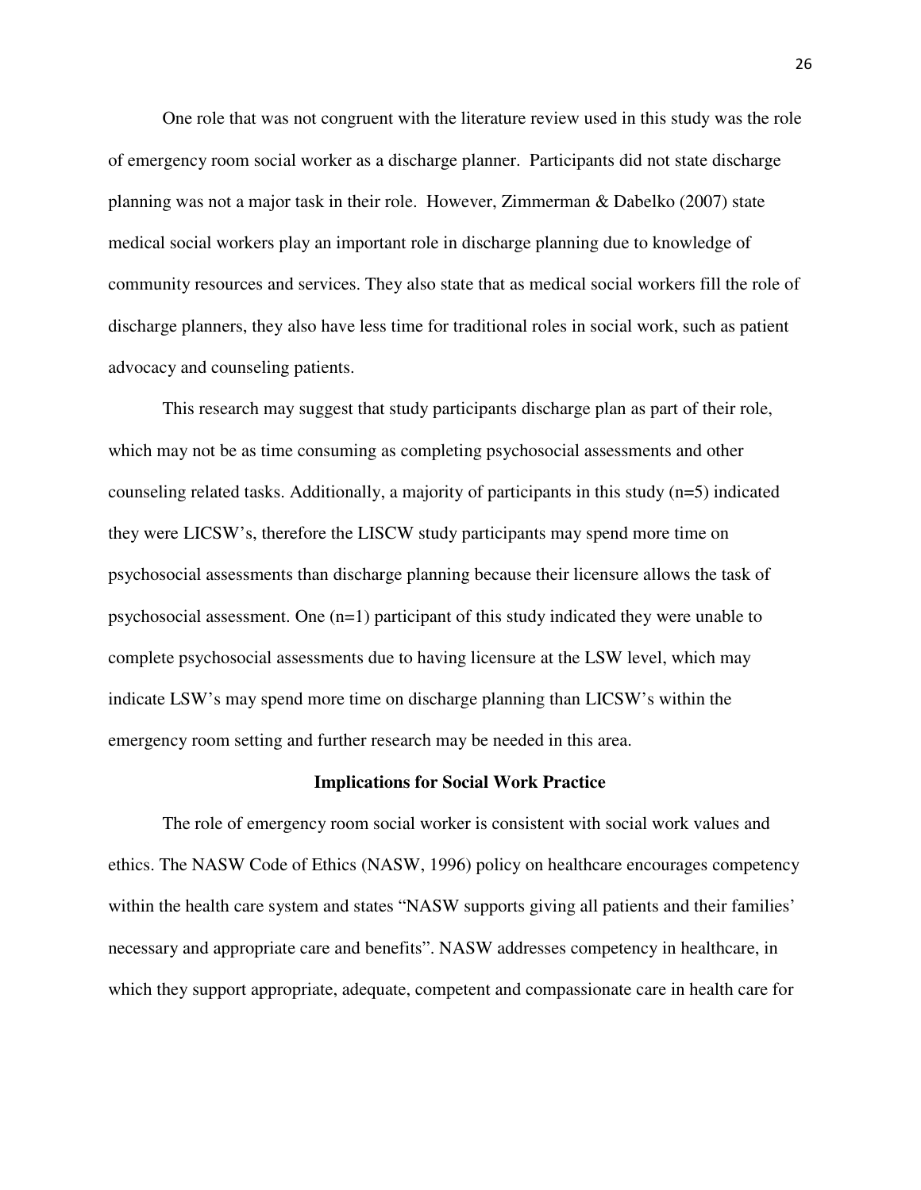One role that was not congruent with the literature review used in this study was the role of emergency room social worker as a discharge planner. Participants did not state discharge planning was not a major task in their role. However, Zimmerman & Dabelko (2007) state medical social workers play an important role in discharge planning due to knowledge of community resources and services. They also state that as medical social workers fill the role of discharge planners, they also have less time for traditional roles in social work, such as patient advocacy and counseling patients.

This research may suggest that study participants discharge plan as part of their role, which may not be as time consuming as completing psychosocial assessments and other counseling related tasks. Additionally, a majority of participants in this study (n=5) indicated they were LICSW's, therefore the LISCW study participants may spend more time on psychosocial assessments than discharge planning because their licensure allows the task of psychosocial assessment. One (n=1) participant of this study indicated they were unable to complete psychosocial assessments due to having licensure at the LSW level, which may indicate LSW's may spend more time on discharge planning than LICSW's within the emergency room setting and further research may be needed in this area.

## Implications for Social Work Practice

The role of emergency room social worker is consistent with social work values and ethics. The NASW Code of Ethics (NASW, 1996) policy on healthcare encourages competency within the health care system and states "NASW supports giving all patients and their families' necessary and appropriate care and benefits". NASW addresses competency in healthcare, in which they support appropriate, adequate, competent and compassionate care in health care for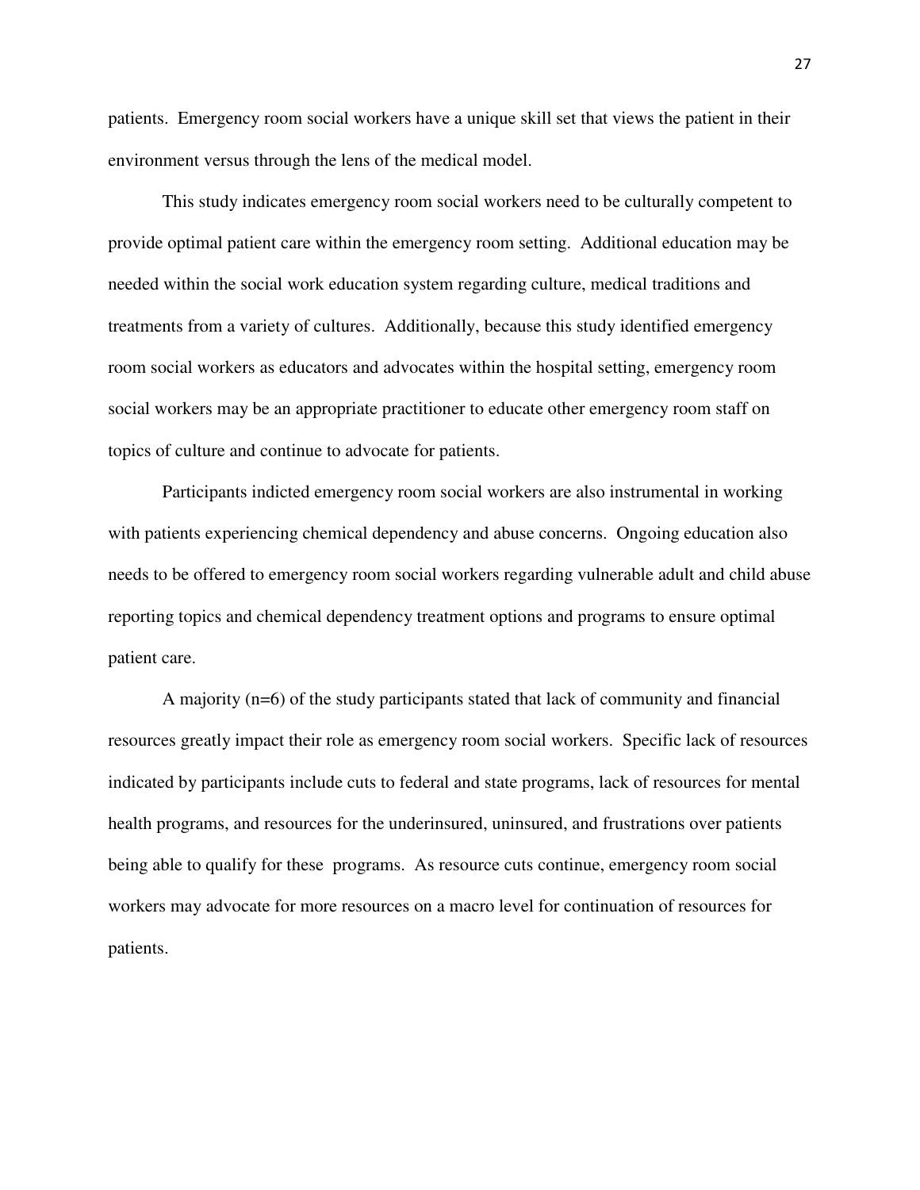patients. Emergency room social workers have a unique skill set that views the patient in their environment versus through the lens of the medical model.

This study indicates emergency room social workers need to be culturally competent to provide optimal patient care within the emergency room setting. Additional education may be needed within the social work education system regarding culture, medical traditions and treatments from a variety of cultures. Additionally, because this study identified emergency room social workers as educators and advocates within the hospital setting, emergency room social workers may be an appropriate practitioner to educate other emergency room staff on topics of culture and continue to advocate for patients.

Participants indicted emergency room social workers are also instrumental in working with patients experiencing chemical dependency and abuse concerns. Ongoing education also needs to be offered to emergency room social workers regarding vulnerable adult and child abuse reporting topics and chemical dependency treatment options and programs to ensure optimal patient care.

A majority (n=6) of the study participants stated that lack of community and financial resources greatly impact their role as emergency room social workers. Specific lack of resources indicated by participants include cuts to federal and state programs, lack of resources for mental health programs, and resources for the underinsured, uninsured, and frustrations over patients being able to qualify for these programs. As resource cuts continue, emergency room social workers may advocate for more resources on a macro level for continuation of resources for patients.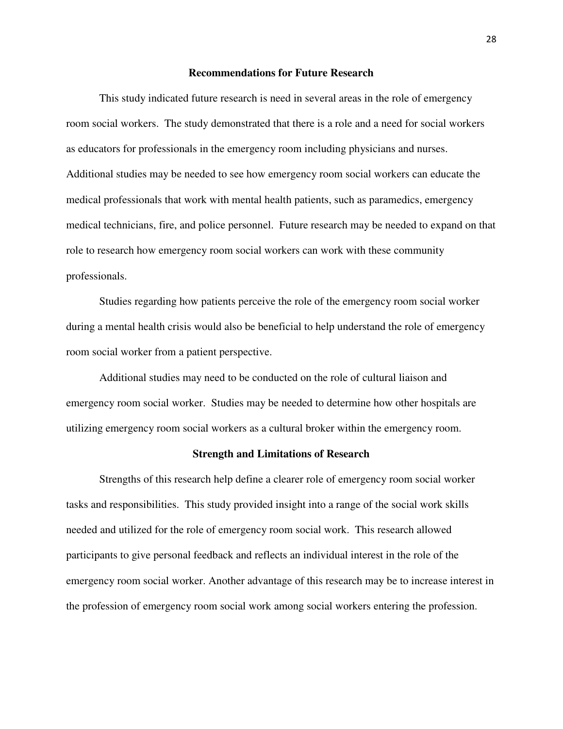## Recommendations for Future Research

This study indicated future research is need in several areas in the role of emergency room social workers. The study demonstrated that there is a role and a need for social workers as educators for professionals in the emergency room including physicians and nurses. Additional studies may be needed to see how emergency room social workers can educate the medical professionals that work with mental health patients, such as paramedics, emergency medical technicians, fire, and police personnel. Future research may be needed to expand on that role to research how emergency room social workers can work with these community professionals.

Studies regarding how patients perceive the role of the emergency room social worker during a mental health crisis would also be beneficial to help understand the role of emergency room social worker from a patient perspective.

Additional studies may need to be conducted on the role of cultural liaison and emergency room social worker. Studies may be needed to determine how other hospitals are utilizing emergency room social workers as a cultural broker within the emergency room.

## Strength and Limitations of Research

Strengths of this research help define a clearer role of emergency room social worker tasks and responsibilities. This study provided insight into a range of the social work skills needed and utilized for the role of emergency room social work. This research allowed participants to give personal feedback and reflects an individual interest in the role of the emergency room social worker. Another advantage of this research may be to increase interest in the profession of emergency room social work among social workers entering the profession.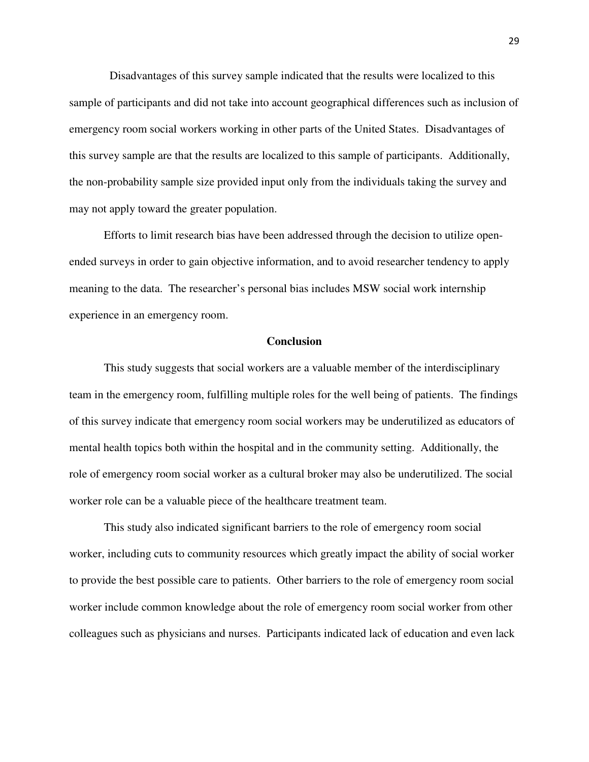Disadvantages of this survey sample indicated that the results were localized to this sample of participants and did not take into account geographical differences such as inclusion of emergency room social workers working in other parts of the United States. Disadvantages of this survey sample are that the results are localized to this sample of participants. Additionally, the non-probability sample size provided input only from the individuals taking the survey and may not apply toward the greater population.

Efforts to limit research bias have been addressed through the decision to utilize open-ended surveys in order to gain objective information, and to avoid researcher tendency to apply meaning to the data. The researcher's personal bias includes MSW social work internship experience in an emergency room.

## Conclusion

This study suggests that social workers are a valuable member of the interdisciplinary team in the emergency room, fulfilling multiple roles for the well being of patients. The findings of this survey indicate that emergency room social workers may be underutilized as educators of mental health topics both within the hospital and in the community setting. Additionally, the role of emergency room social worker as a cultural broker may also be underutilized. The social worker role can be a valuable piece of the healthcare treatment team.

This study also indicated significant barriers to the role of emergency room social worker, including cuts to community resources which greatly impact the ability of social worker to provide the best possible care to patients. Other barriers to the role of emergency room social worker include common knowledge about the role of emergency room social worker from other colleagues such as physicians and nurses. Participants indicated lack of education and even lack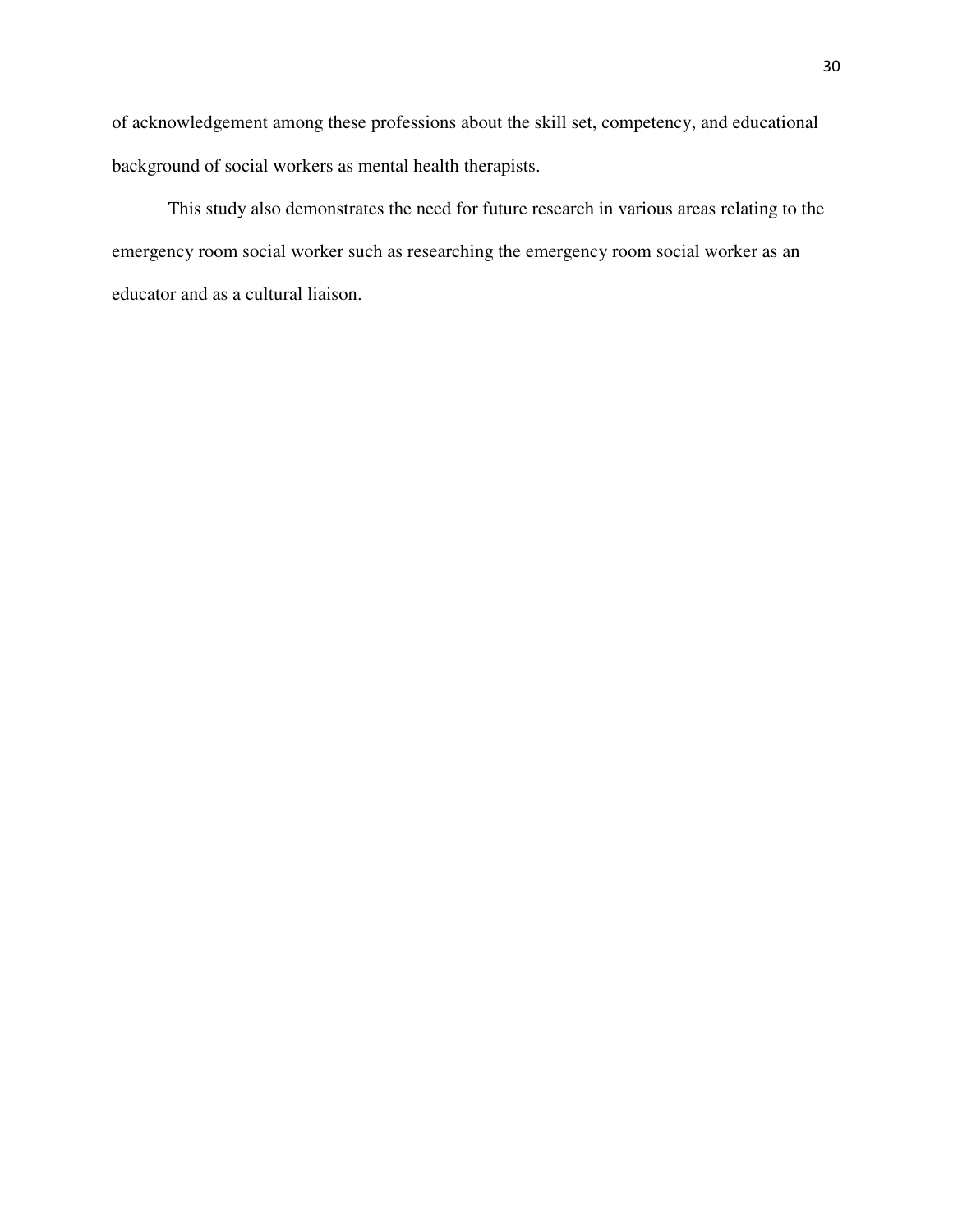of acknowledgement among these professions about the skill set, competency, and educational background of social workers as mental health therapists.

This study also demonstrates the need for future research in various areas relating to the emergency room social worker such as researching the emergency room social worker as an educator and as a cultural liaison.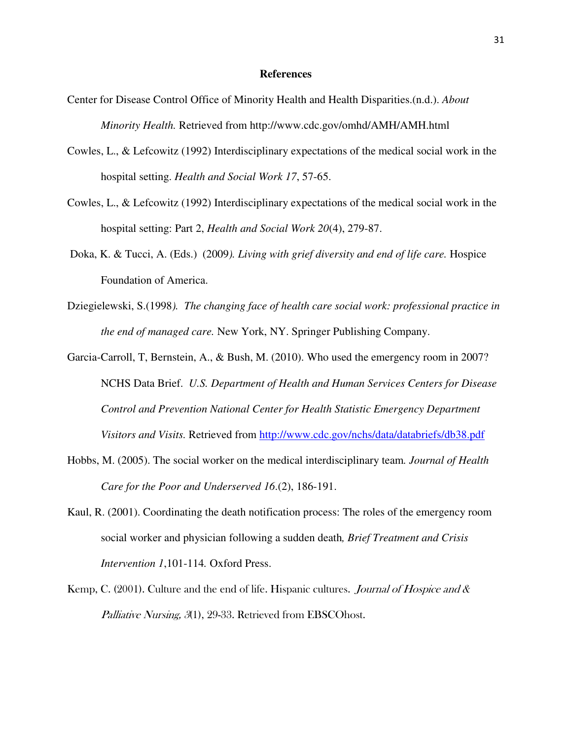**References**

Center for Disease Control Office of Minority Health and Health Disparities.(n.d.). *About Minority Health.* Retrieved from http://www.cdc.gov/omhd/AMH/AMH.html

Cowles, L., & Lefcowitz (1992) Interdisciplinary expectations of the medical social work in the hospital setting. *Health and Social Work 17*, 57-65.

Cowles, L., & Lefcowitz (1992) Interdisciplinary expectations of the medical social work in the hospital setting: Part 2, *Health and Social Work 20*(4), 279-87.

Doka, K. & Tucci, A. (Eds.) (2009*). Living with grief diversity and end of life care.* Hospice Foundation of America.

Dziegielewski, S.(1998*). The changing face of health care social work: professional practice in the end of managed care.* New York, NY. Springer Publishing Company.

Garcia-Carroll, T, Bernstein, A., & Bush, M. (2010). Who used the emergency room in 2007? NCHS Data Brief. *U.S. Department of Health and Human Services Centers for Disease Control and Prevention National Center for Health Statistic Emergency Department Visitors and Visits.* Retrieved from http://www.cdc.gov/nchs/data/databriefs/db38.pdf

Hobbs, M. (2005). The social worker on the medical interdisciplinary team*. Journal of Health Care for the Poor and Underserved 16*.(2), 186-191.

Kaul, R. (2001). Coordinating the death notification process: The roles of the emergency room social worker and physician following a sudden death*, Brief Treatment and Crisis Intervention 1*,101-114*.* Oxford Press.

Kemp, C. (2001). Culture and the end of life. Hispanic cultures. *Journal of Hospice and & Palliative Nursing, 3*(1), 29-33. Retrieved from EBSCOhost.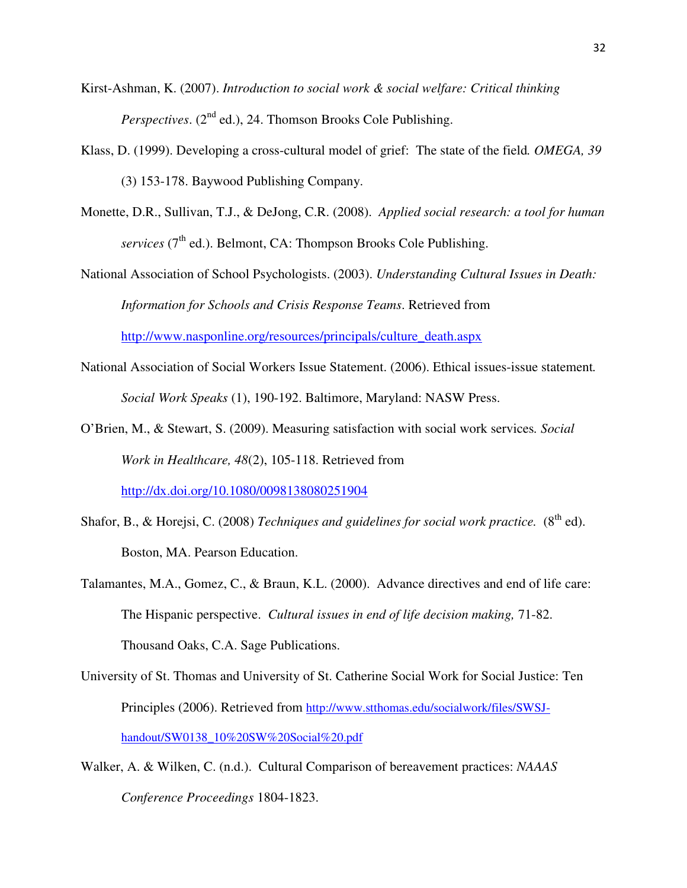Kirst-Ashman, K. (2007). *Introduction to social work & social welfare: Critical thinking Perspectives*. (2nd ed.), 24. Thomson Brooks Cole Publishing.

Klass, D. (1999). Developing a cross-cultural model of grief: The state of the field. *OMEGA, 39* (3) 153-178. Baywood Publishing Company.

Monette, D.R., Sullivan, T.J., & DeJong, C.R. (2008). *Applied social research: a tool for human services* (7th ed.). Belmont, CA: Thompson Brooks Cole Publishing.

National Association of School Psychologists. (2003). *Understanding Cultural Issues in Death: Information for Schools and Crisis Response Teams*. Retrieved from http://www.nasponline.org/resources/principals/culture_death.aspx

National Association of Social Workers Issue Statement. (2006). Ethical issues-issue statement. *Social Work Speaks* (1), 190-192. Baltimore, Maryland: NASW Press.

O'Brien, M., & Stewart, S. (2009). Measuring satisfaction with social work services. *Social Work in Healthcare, 48*(2), 105-118. Retrieved from http://dx.doi.org/10.1080/0098138080251904

Shafor, B., & Horejsi, C. (2008) *Techniques and guidelines for social work practice.* (8th ed). Boston, MA. Pearson Education.

Talamantes, M.A., Gomez, C., & Braun, K.L. (2000). Advance directives and end of life care: The Hispanic perspective. *Cultural issues in end of life decision making,* 71-82. Thousand Oaks, C.A. Sage Publications.

University of St. Thomas and University of St. Catherine Social Work for Social Justice: Ten Principles (2006). Retrieved from http://www.stthomas.edu/socialwork/files/SWSJ-handout/SW0138_10%20SW%20Social%20.pdf

Walker, A. & Wilken, C. (n.d.). Cultural Comparison of bereavement practices: *NAAAS Conference Proceedings* 1804-1823.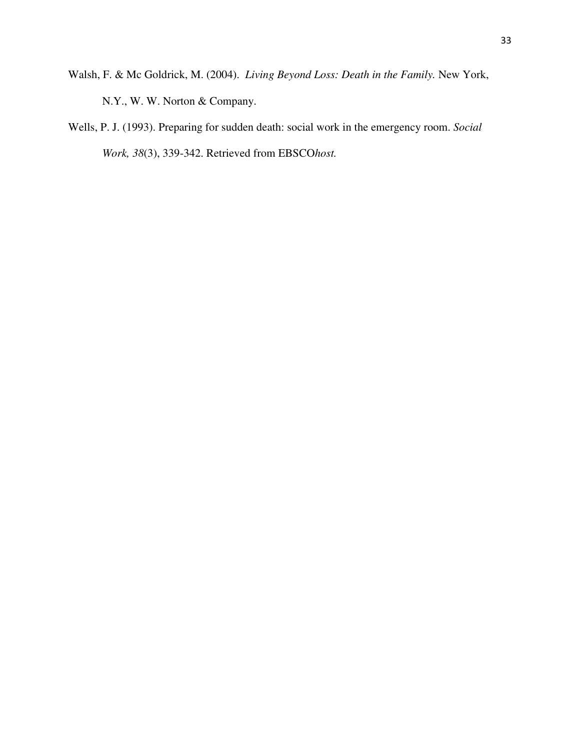Walsh, F. & Mc Goldrick, M. (2004). *Living Beyond Loss: Death in the Family.* New York, N.Y., W. W. Norton & Company.

Wells, P. J. (1993). Preparing for sudden death: social work in the emergency room. *Social Work, 38*(3), 339-342. Retrieved from EBSCO*host.*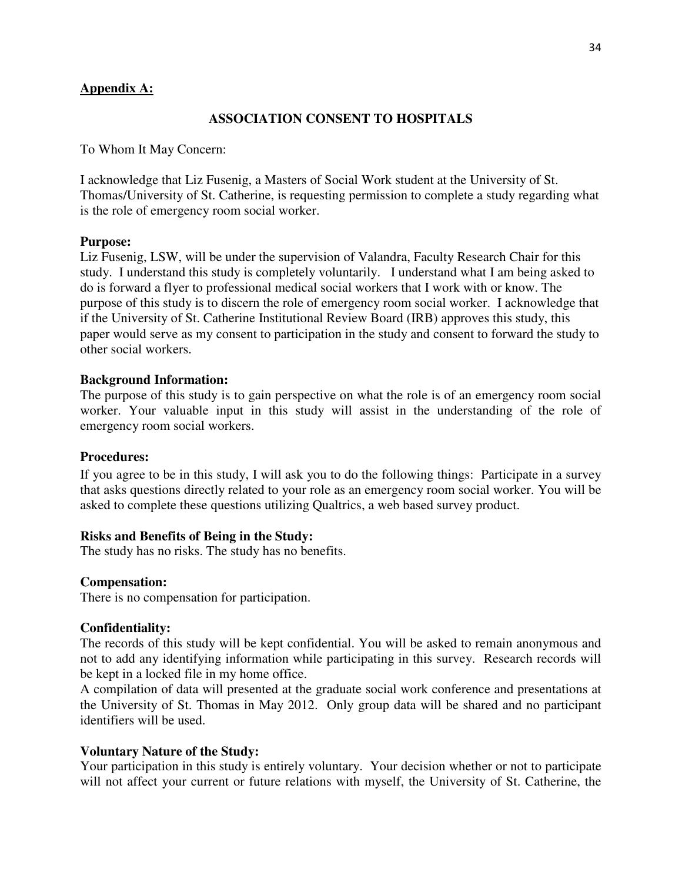**Appendix A:**

**ASSOCIATION CONSENT TO HOSPITALS**

To Whom It May Concern:

I acknowledge that Liz Fusenig, a Masters of Social Work student at the University of St. Thomas/University of St. Catherine, is requesting permission to complete a study regarding what is the role of emergency room social worker.

**Purpose:**
Liz Fusenig, LSW, will be under the supervision of Valandra, Faculty Research Chair for this study. I understand this study is completely voluntarily. I understand what I am being asked to do is forward a flyer to professional medical social workers that I work with or know. The purpose of this study is to discern the role of emergency room social worker. I acknowledge that if the University of St. Catherine Institutional Review Board (IRB) approves this study, this paper would serve as my consent to participation in the study and consent to forward the study to other social workers.

**Background Information:**
The purpose of this study is to gain perspective on what the role is of an emergency room social worker. Your valuable input in this study will assist in the understanding of the role of emergency room social workers.

**Procedures:**
If you agree to be in this study, I will ask you to do the following things: Participate in a survey that asks questions directly related to your role as an emergency room social worker. You will be asked to complete these questions utilizing Qualtrics, a web based survey product.

**Risks and Benefits of Being in the Study:**
The study has no risks. The study has no benefits.

**Compensation:**
There is no compensation for participation.

**Confidentiality:**
The records of this study will be kept confidential. You will be asked to remain anonymous and not to add any identifying information while participating in this survey. Research records will be kept in a locked file in my home office.
A compilation of data will presented at the graduate social work conference and presentations at the University of St. Thomas in May 2012. Only group data will be shared and no participant identifiers will be used.

**Voluntary Nature of the Study:**
Your participation in this study is entirely voluntary. Your decision whether or not to participate will not affect your current or future relations with myself, the University of St. Catherine, the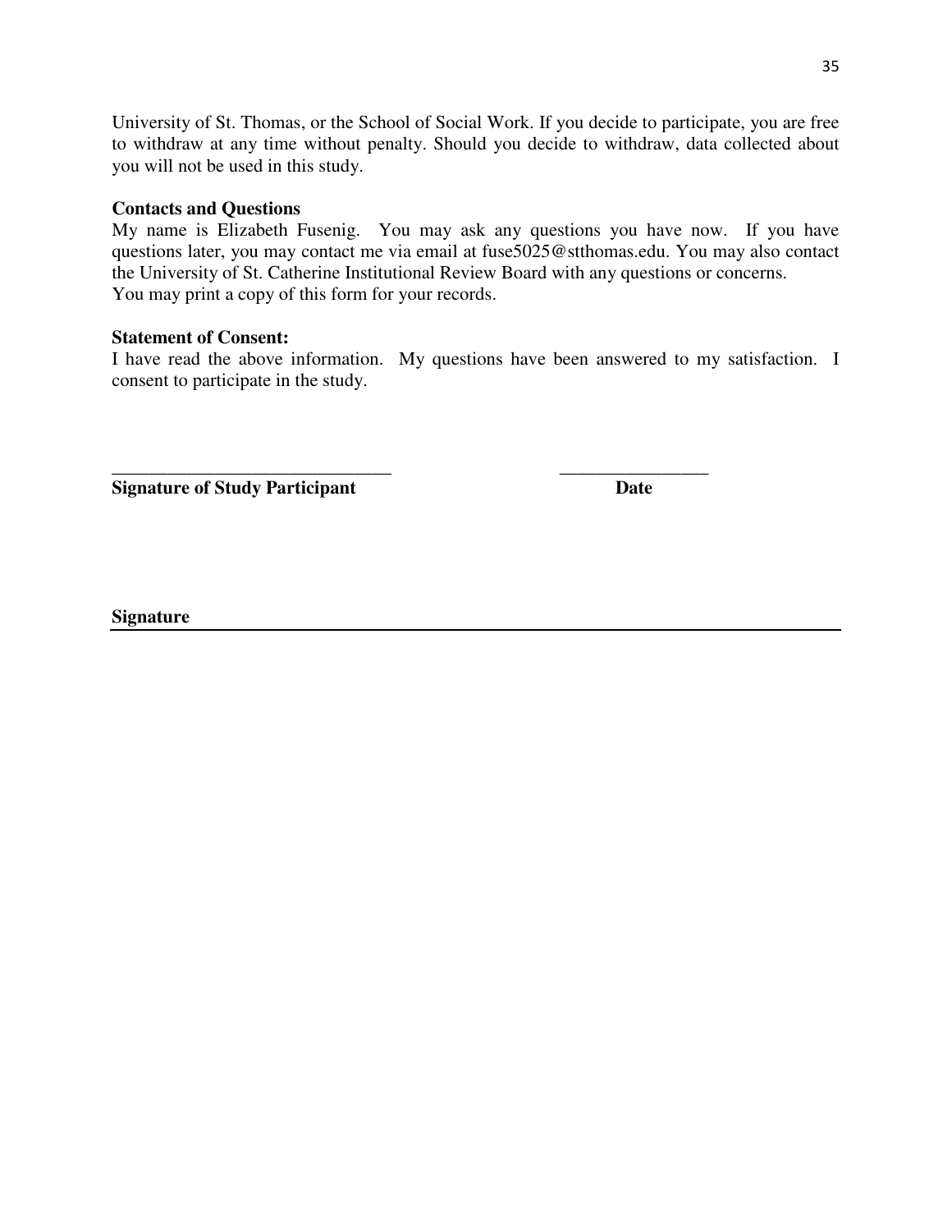University of St. Thomas, or the School of Social Work. If you decide to participate, you are free to withdraw at any time without penalty. Should you decide to withdraw, data collected about you will not be used in this study.

**Contacts and Questions**

My name is Elizabeth Fusenig. You may ask any questions you have now. If you have questions later, you may contact me via email at fuse5025@stthomas.edu. You may also contact the University of St. Catherine Institutional Review Board with any questions or concerns.
You may print a copy of this form for your records.

**Statement of Consent:**

I have read the above information. My questions have been answered to my satisfaction. I consent to participate in the study.

______________________________ ________________

**Signature of Study Participant** **Date**

**Signature**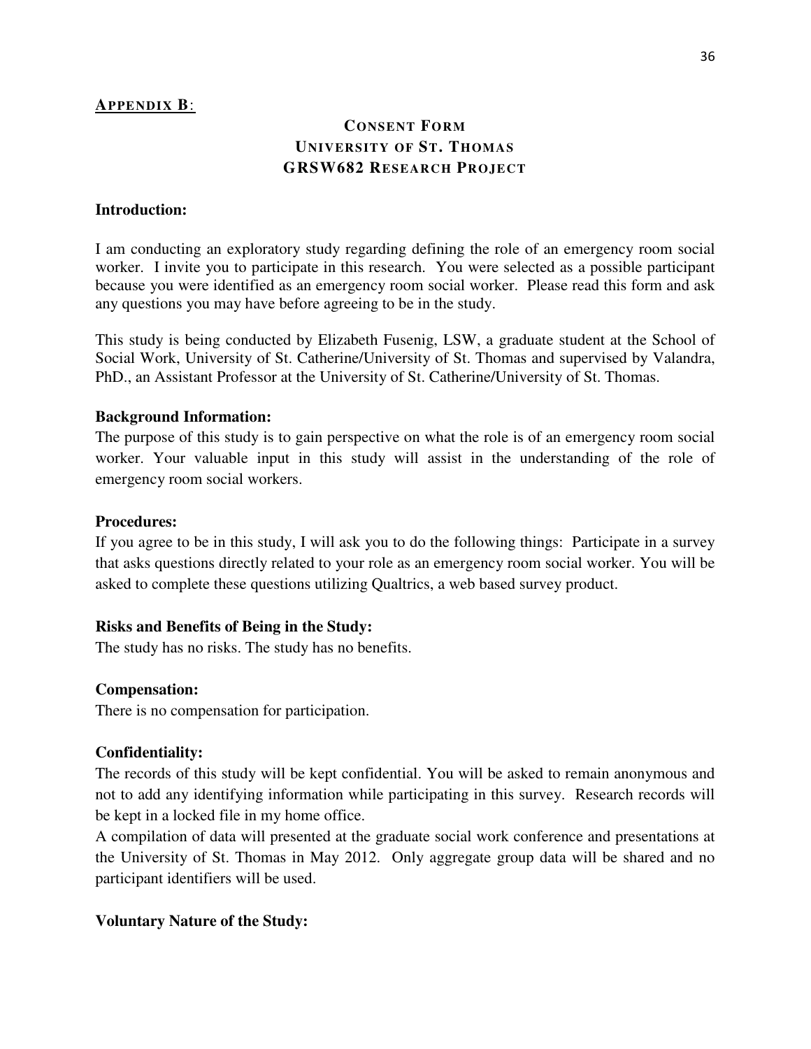**APPENDIX B**:

# CONSENT FORM
# UNIVERSITY OF ST. THOMAS
# GRSW682 RESEARCH PROJECT

**Introduction:**

I am conducting an exploratory study regarding defining the role of an emergency room social worker. I invite you to participate in this research. You were selected as a possible participant because you were identified as an emergency room social worker. Please read this form and ask any questions you may have before agreeing to be in the study.

This study is being conducted by Elizabeth Fusenig, LSW, a graduate student at the School of Social Work, University of St. Catherine/University of St. Thomas and supervised by Valandra, PhD., an Assistant Professor at the University of St. Catherine/University of St. Thomas.

**Background Information:**

The purpose of this study is to gain perspective on what the role is of an emergency room social worker. Your valuable input in this study will assist in the understanding of the role of emergency room social workers.

**Procedures:**

If you agree to be in this study, I will ask you to do the following things: Participate in a survey that asks questions directly related to your role as an emergency room social worker. You will be asked to complete these questions utilizing Qualtrics, a web based survey product.

**Risks and Benefits of Being in the Study:**

The study has no risks. The study has no benefits.

**Compensation:**

There is no compensation for participation.

**Confidentiality:**

The records of this study will be kept confidential. You will be asked to remain anonymous and not to add any identifying information while participating in this survey. Research records will be kept in a locked file in my home office.

A compilation of data will presented at the graduate social work conference and presentations at the University of St. Thomas in May 2012. Only aggregate group data will be shared and no participant identifiers will be used.

**Voluntary Nature of the Study:**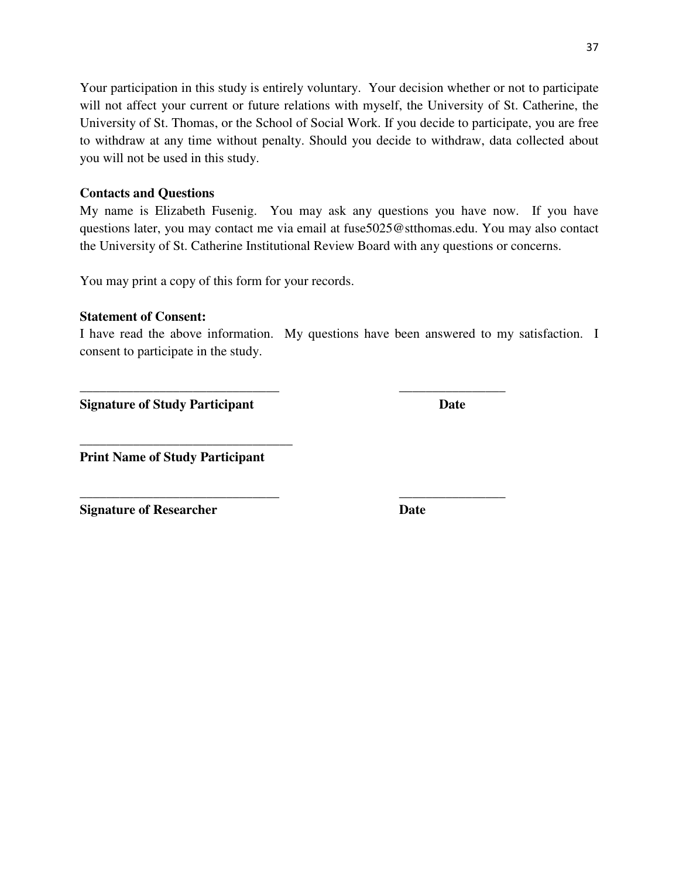Your participation in this study is entirely voluntary. Your decision whether or not to participate will not affect your current or future relations with myself, the University of St. Catherine, the University of St. Thomas, or the School of Social Work. If you decide to participate, you are free to withdraw at any time without penalty. Should you decide to withdraw, data collected about you will not be used in this study.

**Contacts and Questions**

My name is Elizabeth Fusenig. You may ask any questions you have now. If you have questions later, you may contact me via email at fuse5025@stthomas.edu. You may also contact the University of St. Catherine Institutional Review Board with any questions or concerns.

You may print a copy of this form for your records.

**Statement of Consent:**

I have read the above information. My questions have been answered to my satisfaction. I consent to participate in the study.

______________________________ ________________

**Signature of Study Participant** **Date**

________________________________

**Print Name of Study Participant**

______________________________ ________________

**Signature of Researcher** **Date**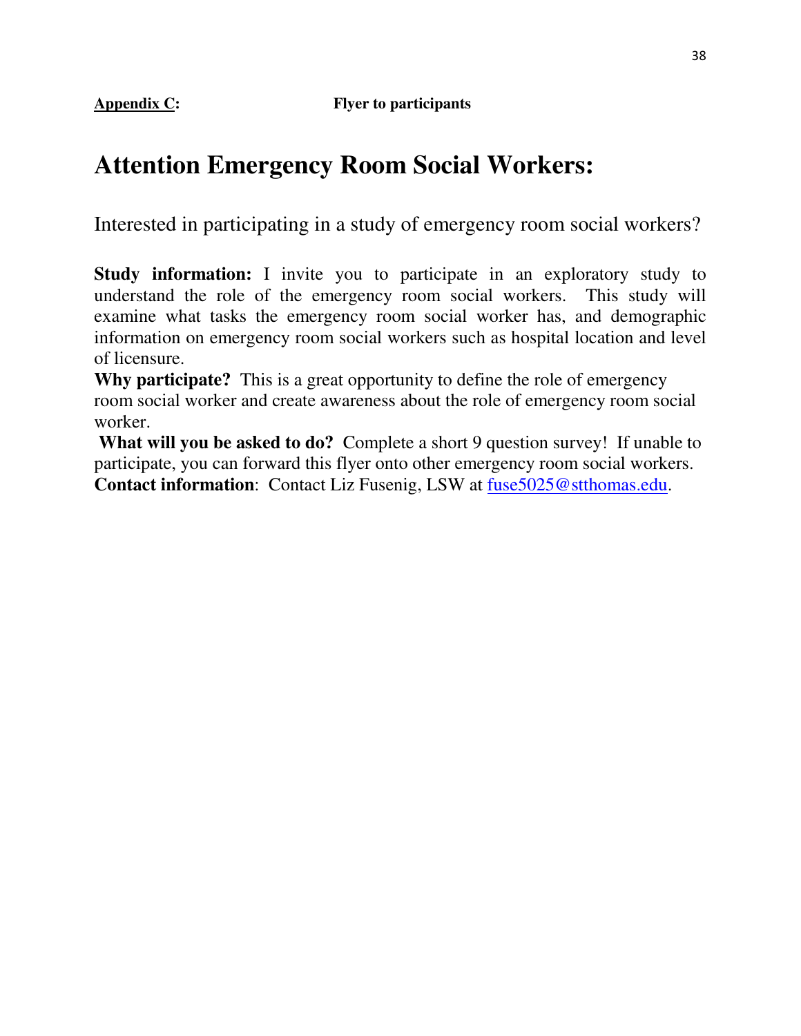**Appendix C:** **Flyer to participants**

# Attention Emergency Room Social Workers:

Interested in participating in a study of emergency room social workers?

**Study information:** I invite you to participate in an exploratory study to understand the role of the emergency room social workers. This study will examine what tasks the emergency room social worker has, and demographic information on emergency room social workers such as hospital location and level of licensure.

**Why participate?** This is a great opportunity to define the role of emergency room social worker and create awareness about the role of emergency room social worker.

**What will you be asked to do?** Complete a short 9 question survey! If unable to participate, you can forward this flyer onto other emergency room social workers.

**Contact information**: Contact Liz Fusenig, LSW at fuse5025@stthomas.edu.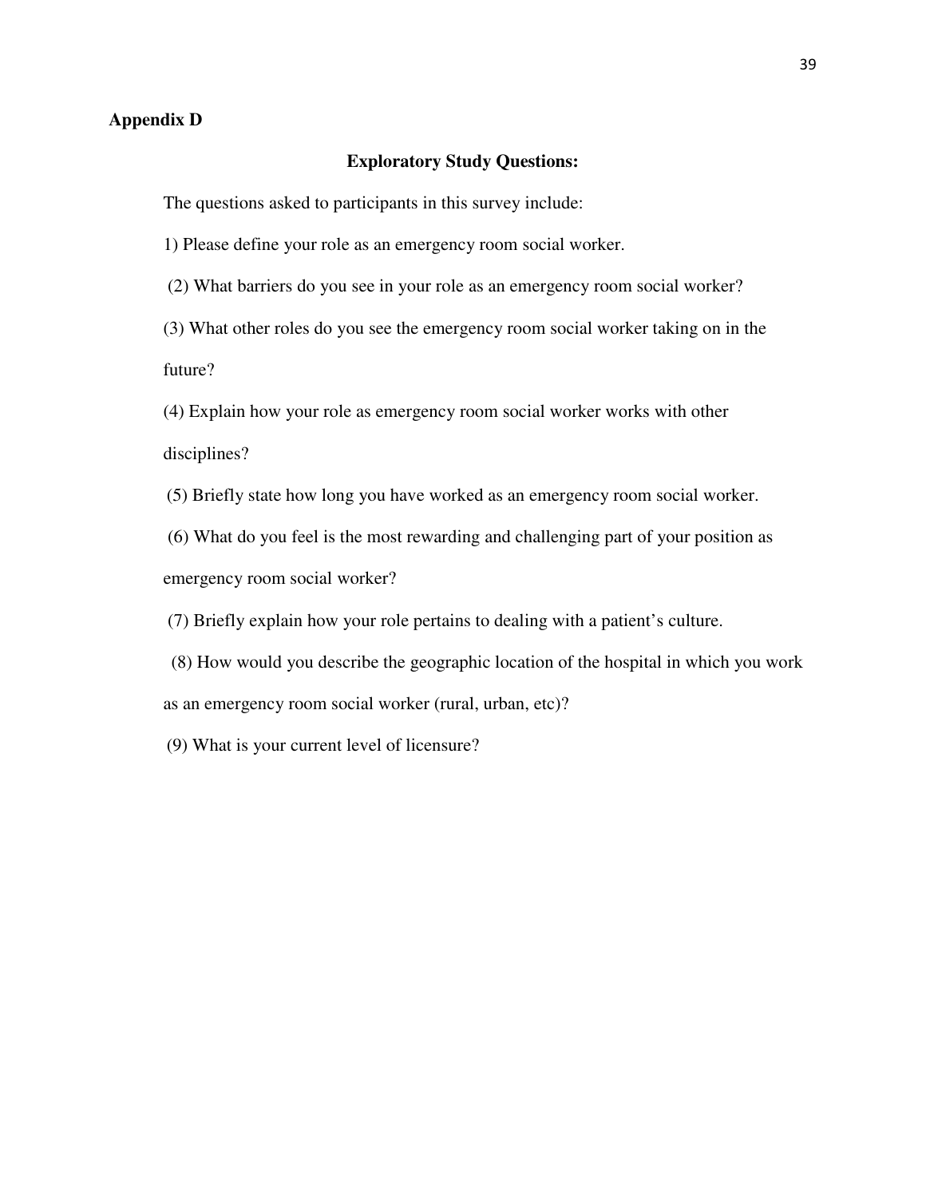## Appendix D

### Exploratory Study Questions:

The questions asked to participants in this survey include:

1) Please define your role as an emergency room social worker.

(2) What barriers do you see in your role as an emergency room social worker?

(3) What other roles do you see the emergency room social worker taking on in the future?

(4) Explain how your role as emergency room social worker works with other disciplines?

(5) Briefly state how long you have worked as an emergency room social worker.

(6) What do you feel is the most rewarding and challenging part of your position as emergency room social worker?

(7) Briefly explain how your role pertains to dealing with a patient's culture.

(8) How would you describe the geographic location of the hospital in which you work as an emergency room social worker (rural, urban, etc)?

(9) What is your current level of licensure?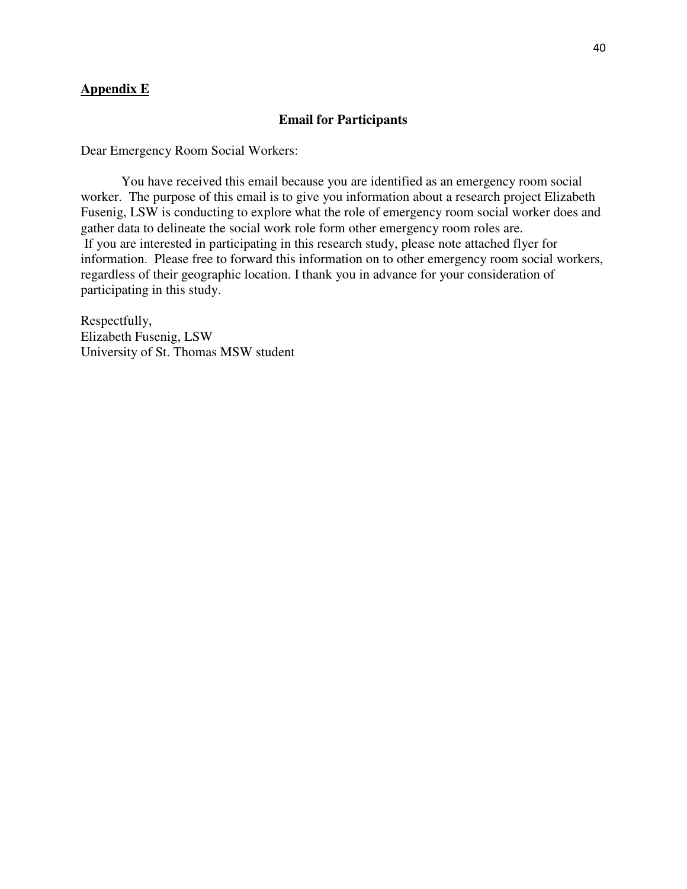**Appendix E**

**Email for Participants**

Dear Emergency Room Social Workers:

You have received this email because you are identified as an emergency room social worker. The purpose of this email is to give you information about a research project Elizabeth Fusenig, LSW is conducting to explore what the role of emergency room social worker does and gather data to delineate the social work role form other emergency room roles are.
If you are interested in participating in this research study, please note attached flyer for information. Please free to forward this information on to other emergency room social workers, regardless of their geographic location. I thank you in advance for your consideration of participating in this study.

Respectfully,
Elizabeth Fusenig, LSW
University of St. Thomas MSW student